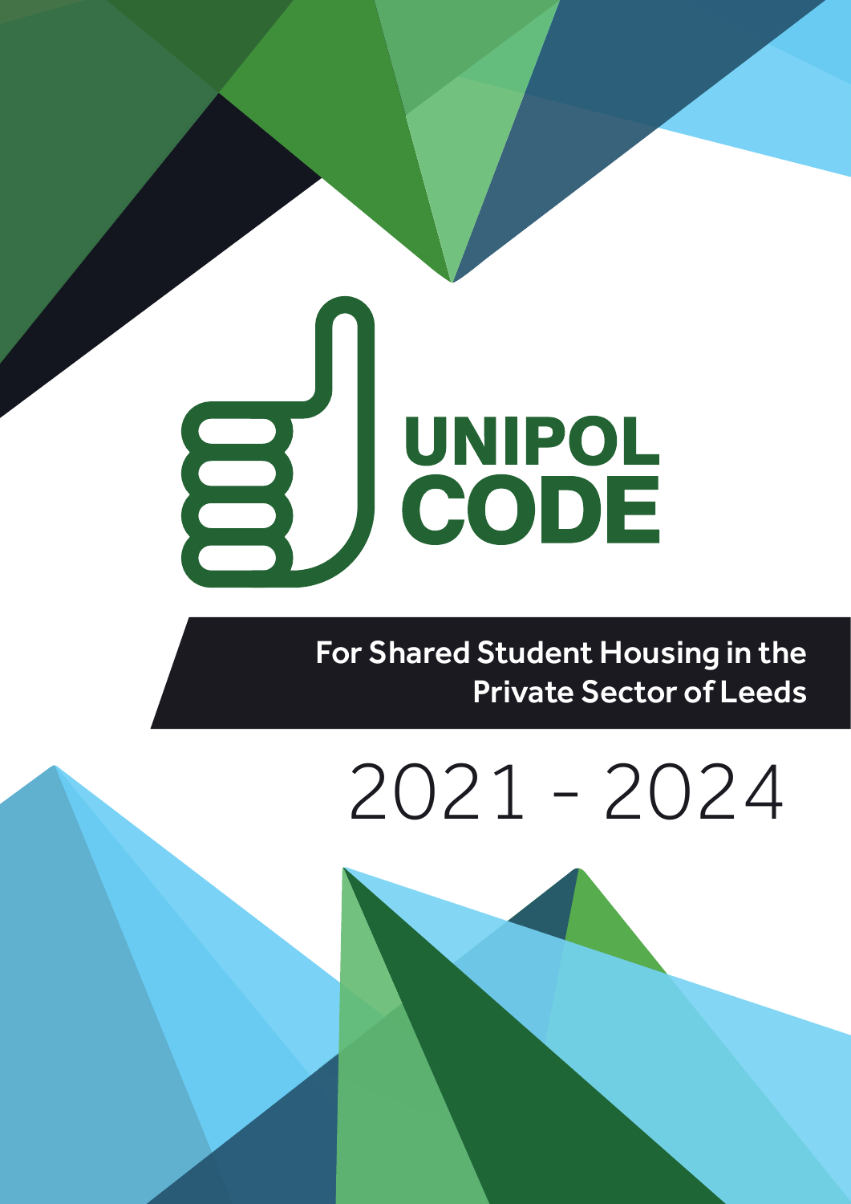# UNIPOL CODE

## For Shared Student Housing in the Private Sector of Leeds

2021 - 2024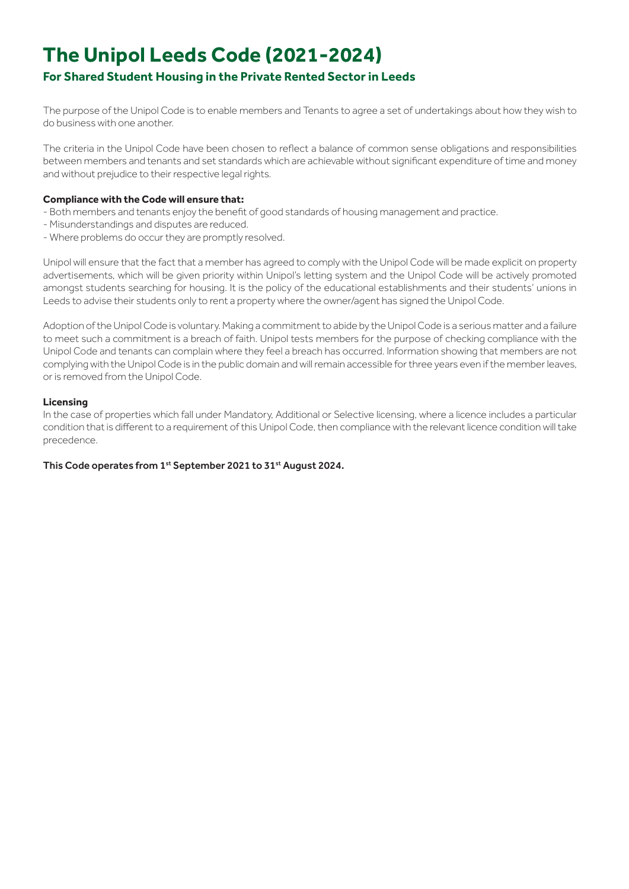# The Unipol Leeds Code (2021-2024)

## For Shared Student Housing in the Private Rented Sector in Leeds

The purpose of the Unipol Code is to enable members and Tenants to agree a set of undertakings about how they wish to do business with one another.

The criteria in the Unipol Code have been chosen to reflect a balance of common sense obligations and responsibilities between members and tenants and set standards which are achievable without significant expenditure of time and money and without prejudice to their respective legal rights.

**Compliance with the Code will ensure that:**

- Both members and tenants enjoy the benefit of good standards of housing management and practice.
- Misunderstandings and disputes are reduced.
- Where problems do occur they are promptly resolved.

Unipol will ensure that the fact that a member has agreed to comply with the Unipol Code will be made explicit on property advertisements, which will be given priority within Unipol's letting system and the Unipol Code will be actively promoted amongst students searching for housing. It is the policy of the educational establishments and their students' unions in Leeds to advise their students only to rent a property where the owner/agent has signed the Unipol Code.

Adoption of the Unipol Code is voluntary. Making a commitment to abide by the Unipol Code is a serious matter and a failure to meet such a commitment is a breach of faith. Unipol tests members for the purpose of checking compliance with the Unipol Code and tenants can complain where they feel a breach has occurred. Information showing that members are not complying with the Unipol Code is in the public domain and will remain accessible for three years even if the member leaves, or is removed from the Unipol Code.

**Licensing**

In the case of properties which fall under Mandatory, Additional or Selective licensing, where a licence includes a particular condition that is different to a requirement of this Unipol Code, then compliance with the relevant licence condition will take precedence.

**This Code operates from 1st September 2021 to 31st August 2024.**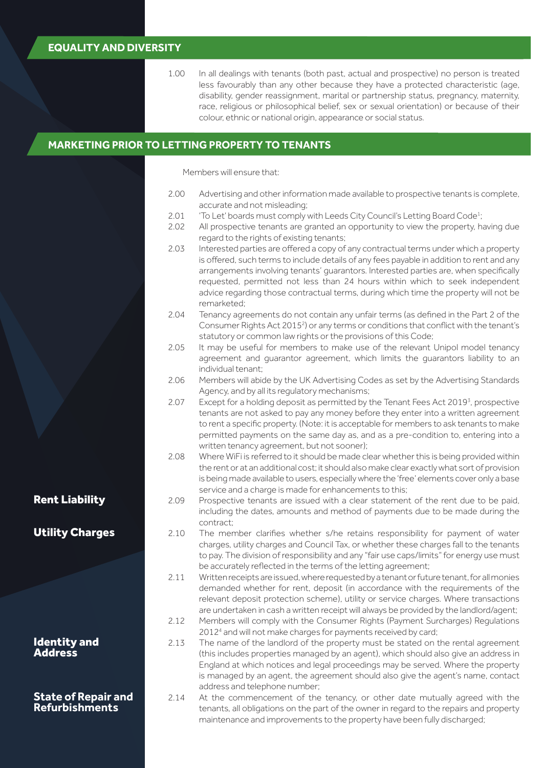## EQUALITY AND DIVERSITY

1.00 In all dealings with tenants (both past, actual and prospective) no person is treated less favourably than any other because they have a protected characteristic (age, disability, gender reassignment, marital or partnership status, pregnancy, maternity, race, religious or philosophical belief, sex or sexual orientation) or because of their colour, ethnic or national origin, appearance or social status.

## MARKETING PRIOR TO LETTING PROPERTY TO TENANTS

Members will ensure that:

2.00 Advertising and other information made available to prospective tenants is complete, accurate and not misleading;

2.01 'To Let' boards must comply with Leeds City Council's Letting Board Code[1];

2.02 All prospective tenants are granted an opportunity to view the property, having due regard to the rights of existing tenants;

2.03 Interested parties are offered a copy of any contractual terms under which a property is offered, such terms to include details of any fees payable in addition to rent and any arrangements involving tenants' guarantors. Interested parties are, when specifically requested, permitted not less than 24 hours within which to seek independent advice regarding those contractual terms, during which time the property will not be remarketed;

2.04 Tenancy agreements do not contain any unfair terms (as defined in the Part 2 of the Consumer Rights Act 2015[2]) or any terms or conditions that conflict with the tenant's statutory or common law rights or the provisions of this Code;

2.05 It may be useful for members to make use of the relevant Unipol model tenancy agreement and guarantor agreement, which limits the guarantors liability to an individual tenant;

2.06 Members will abide by the UK Advertising Codes as set by the Advertising Standards Agency, and by all its regulatory mechanisms;

2.07 Except for a holding deposit as permitted by the Tenant Fees Act 2019[3], prospective tenants are not asked to pay any money before they enter into a written agreement to rent a specific property. (Note: it is acceptable for members to ask tenants to make permitted payments on the same day as, and as a pre-condition to, entering into a written tenancy agreement, but not sooner);

2.08 Where WiFi is referred to it should be made clear whether this is being provided within the rent or at an additional cost; it should also make clear exactly what sort of provision is being made available to users, especially where the 'free' elements cover only a base service and a charge is made for enhancements to this;

### Rent Liability

2.09 Prospective tenants are issued with a clear statement of the rent due to be paid, including the dates, amounts and method of payments due to be made during the contract;

### Utility Charges

2.10 The member clarifies whether s/he retains responsibility for payment of water charges, utility charges and Council Tax, or whether these charges fall to the tenants to pay. The division of responsibility and any "fair use caps/limits" for energy use must be accurately reflected in the terms of the letting agreement;

2.11 Written receipts are issued, where requested by a tenant or future tenant, for all monies demanded whether for rent, deposit (in accordance with the requirements of the relevant deposit protection scheme), utility or service charges. Where transactions are undertaken in cash a written receipt will always be provided by the landlord/agent;

2.12 Members will comply with the Consumer Rights (Payment Surcharges) Regulations 2012[4] and will not make charges for payments received by card;

### Identity and Address

2.13 The name of the landlord of the property must be stated on the rental agreement (this includes properties managed by an agent), which should also give an address in England at which notices and legal proceedings may be served. Where the property is managed by an agent, the agreement should also give the agent's name, contact address and telephone number;

### State of Repair and Refurbishments

2.14 At the commencement of the tenancy, or other date mutually agreed with the tenants, all obligations on the part of the owner in regard to the repairs and property maintenance and improvements to the property have been fully discharged;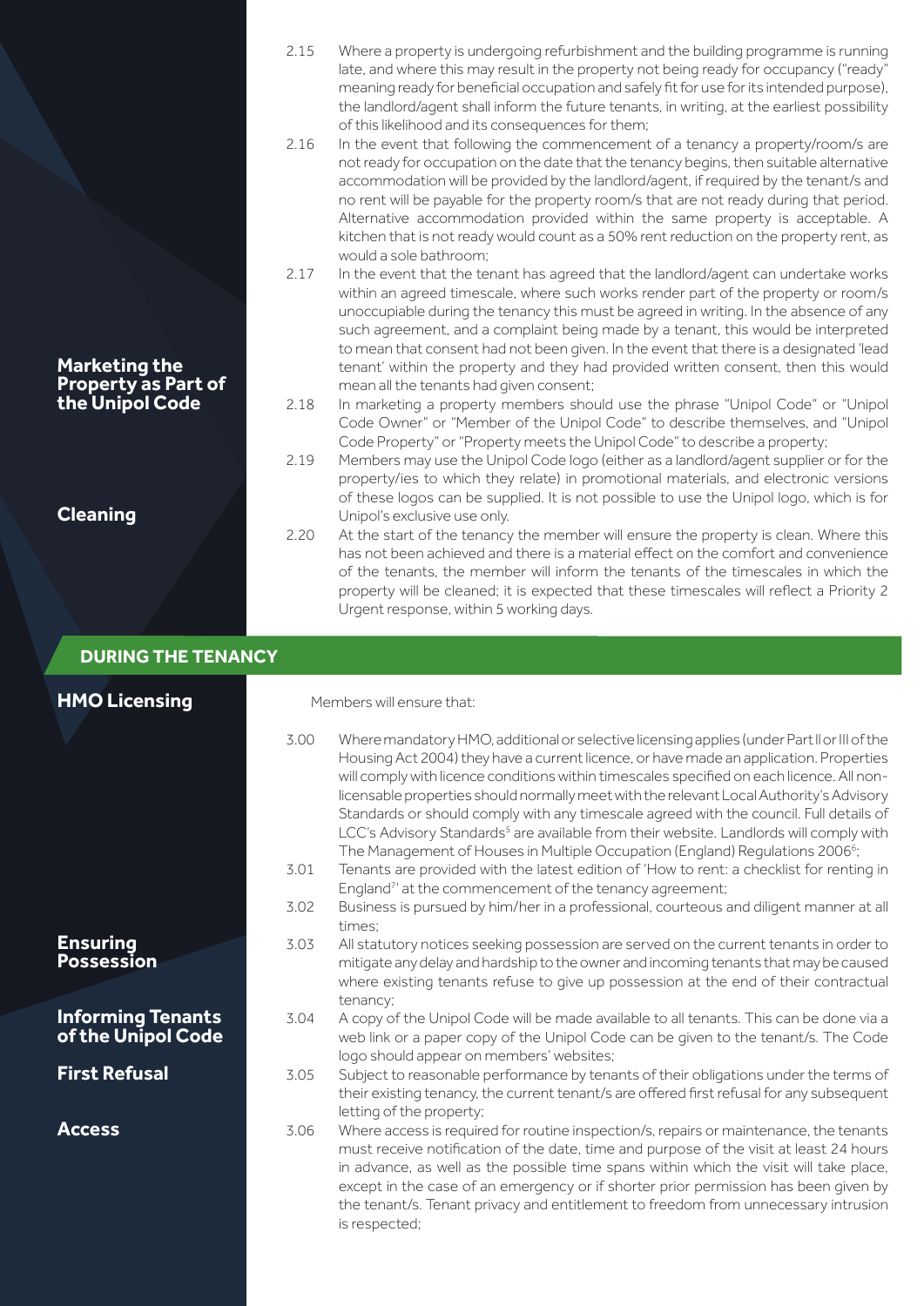2.15 Where a property is undergoing refurbishment and the building programme is running late, and where this may result in the property not being ready for occupancy ("ready" meaning ready for beneficial occupation and safely fit for use for its intended purpose), the landlord/agent shall inform the future tenants, in writing, at the earliest possibility of this likelihood and its consequences for them;

2.16 In the event that following the commencement of a tenancy a property/room/s are not ready for occupation on the date that the tenancy begins, then suitable alternative accommodation will be provided by the landlord/agent, if required by the tenant/s and no rent will be payable for the property room/s that are not ready during that period. Alternative accommodation provided within the same property is acceptable. A kitchen that is not ready would count as a 50% rent reduction on the property rent, as would a sole bathroom;

2.17 In the event that the tenant has agreed that the landlord/agent can undertake works within an agreed timescale, where such works render part of the property or room/s unoccupiable during the tenancy this must be agreed in writing. In the absence of any such agreement, and a complaint being made by a tenant, this would be interpreted to mean that consent had not been given. In the event that there is a designated 'lead tenant' within the property and they had provided written consent, then this would mean all the tenants had given consent;

**Marketing the Property as Part of the Unipol Code**

2.18 In marketing a property members should use the phrase "Unipol Code" or "Unipol Code Owner" or "Member of the Unipol Code" to describe themselves, and "Unipol Code Property" or "Property meets the Unipol Code" to describe a property;

2.19 Members may use the Unipol Code logo (either as a landlord/agent supplier or for the property/ies to which they relate) in promotional materials, and electronic versions of these logos can be supplied. It is not possible to use the Unipol logo, which is for Unipol's exclusive use only.

**Cleaning**

2.20 At the start of the tenancy the member will ensure the property is clean. Where this has not been achieved and there is a material effect on the comfort and convenience of the tenants, the member will inform the tenants of the timescales in which the property will be cleaned; it is expected that these timescales will reflect a Priority 2 Urgent response, within 5 working days.

## DURING THE TENANCY

**HMO Licensing**

Members will ensure that:

3.00 Where mandatory HMO, additional or selective licensing applies (under Part II or III of the Housing Act 2004) they have a current licence, or have made an application. Properties will comply with licence conditions within timescales specified on each licence. All non-licensable properties should normally meet with the relevant Local Authority's Advisory Standards or should comply with any timescale agreed with the council. Full details of LCC's Advisory Standards[5] are available from their website. Landlords will comply with The Management of Houses in Multiple Occupation (England) Regulations 2006[6];

3.01 Tenants are provided with the latest edition of 'How to rent: a checklist for renting in England[7]' at the commencement of the tenancy agreement;

3.02 Business is pursued by him/her in a professional, courteous and diligent manner at all times;

**Ensuring Possession**

3.03 All statutory notices seeking possession are served on the current tenants in order to mitigate any delay and hardship to the owner and incoming tenants that may be caused where existing tenants refuse to give up possession at the end of their contractual tenancy;

**Informing Tenants of the Unipol Code**

3.04 A copy of the Unipol Code will be made available to all tenants. This can be done via a web link or a paper copy of the Unipol Code can be given to the tenant/s. The Code logo should appear on members' websites;

**First Refusal**

3.05 Subject to reasonable performance by tenants of their obligations under the terms of their existing tenancy, the current tenant/s are offered first refusal for any subsequent letting of the property;

**Access**

3.06 Where access is required for routine inspection/s, repairs or maintenance, the tenants must receive notification of the date, time and purpose of the visit at least 24 hours in advance, as well as the possible time spans within which the visit will take place, except in the case of an emergency or if shorter prior permission has been given by the tenant/s. Tenant privacy and entitlement to freedom from unnecessary intrusion is respected;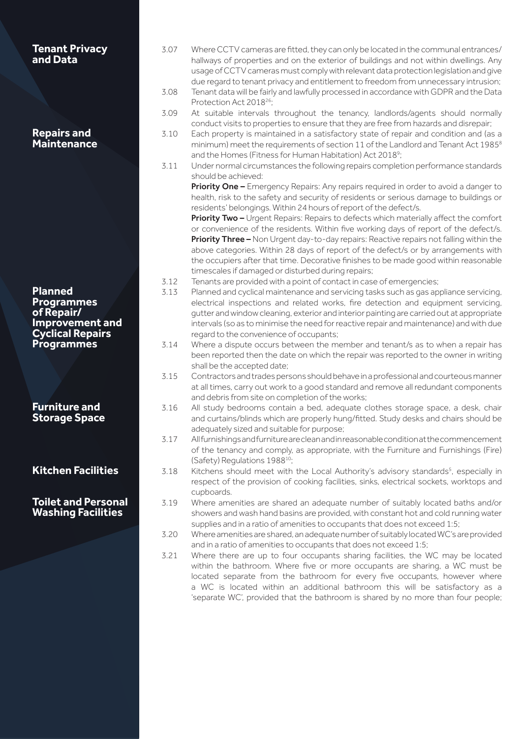## Tenant Privacy and Data

3.07 Where CCTV cameras are fitted, they can only be located in the communal entrances/ hallways of properties and on the exterior of buildings and not within dwellings. Any usage of CCTV cameras must comply with relevant data protection legislation and give due regard to tenant privacy and entitlement to freedom from unnecessary intrusion;

3.08 Tenant data will be fairly and lawfully processed in accordance with GDPR and the Data Protection Act 2018[26];

3.09 At suitable intervals throughout the tenancy, landlords/agents should normally conduct visits to properties to ensure that they are free from hazards and disrepair;

## Repairs and Maintenance

3.10 Each property is maintained in a satisfactory state of repair and condition and (as a minimum) meet the requirements of section 11 of the Landlord and Tenant Act 1985[8] and the Homes (Fitness for Human Habitation) Act 2018[9];

3.11 Under normal circumstances the following repairs completion performance standards should be achieved:

**Priority One –** Emergency Repairs: Any repairs required in order to avoid a danger to health, risk to the safety and security of residents or serious damage to buildings or residents' belongings. Within 24 hours of report of the defect/s.

**Priority Two –** Urgent Repairs: Repairs to defects which materially affect the comfort or convenience of the residents. Within five working days of report of the defect/s.

**Priority Three –** Non Urgent day-to-day repairs: Reactive repairs not falling within the above categories. Within 28 days of report of the defect/s or by arrangements with the occupiers after that time. Decorative finishes to be made good within reasonable timescales if damaged or disturbed during repairs;

3.12 Tenants are provided with a point of contact in case of emergencies;

## Planned Programmes of Repair/ Improvement and Cyclical Repairs Programmes

3.13 Planned and cyclical maintenance and servicing tasks such as gas appliance servicing, electrical inspections and related works, fire detection and equipment servicing, gutter and window cleaning, exterior and interior painting are carried out at appropriate intervals (so as to minimise the need for reactive repair and maintenance) and with due regard to the convenience of occupants;

3.14 Where a dispute occurs between the member and tenant/s as to when a repair has been reported then the date on which the repair was reported to the owner in writing shall be the accepted date;

3.15 Contractors and trades persons should behave in a professional and courteous manner at all times, carry out work to a good standard and remove all redundant components and debris from site on completion of the works;

## Furniture and Storage Space

3.16 All study bedrooms contain a bed, adequate clothes storage space, a desk, chair and curtains/blinds which are properly hung/fitted. Study desks and chairs should be adequately sized and suitable for purpose;

3.17 All furnishings and furniture are clean and in reasonable condition at the commencement of the tenancy and comply, as appropriate, with the Furniture and Furnishings (Fire) (Safety) Regulations 1988[10];

## Kitchen Facilities

3.18 Kitchens should meet with the Local Authority's advisory standards[5], especially in respect of the provision of cooking facilities, sinks, electrical sockets, worktops and cupboards.

## Toilet and Personal Washing Facilities

3.19 Where amenities are shared an adequate number of suitably located baths and/or showers and wash hand basins are provided, with constant hot and cold running water supplies and in a ratio of amenities to occupants that does not exceed 1:5;

3.20 Where amenities are shared, an adequate number of suitably located WC's are provided and in a ratio of amenities to occupants that does not exceed 1:5;

3.21 Where there are up to four occupants sharing facilities, the WC may be located within the bathroom. Where five or more occupants are sharing, a WC must be located separate from the bathroom for every five occupants, however where a WC is located within an additional bathroom this will be satisfactory as a 'separate WC', provided that the bathroom is shared by no more than four people;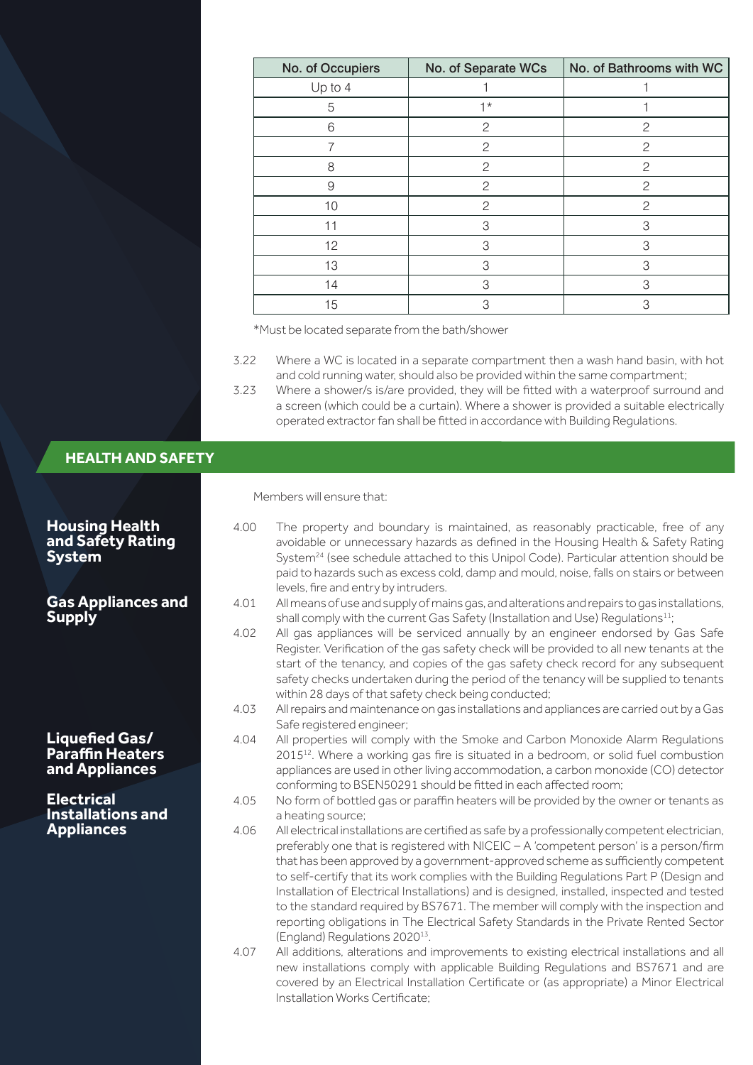| No. of Occupiers | No. of Separate WCs | No. of Bathrooms with WC |
|---|---|---|
| Up to 4 | 1 | 1 |
| 5 | 1* | 1 |
| 6 | 2 | 2 |
| 7 | 2 | 2 |
| 8 | 2 | 2 |
| 9 | 2 | 2 |
| 10 | 2 | 2 |
| 11 | 3 | 3 |
| 12 | 3 | 3 |
| 13 | 3 | 3 |
| 14 | 3 | 3 |
| 15 | 3 | 3 |

*Must be located separate from the bath/shower

3.22 Where a WC is located in a separate compartment then a wash hand basin, with hot and cold running water, should also be provided within the same compartment;

3.23 Where a shower/s is/are provided, they will be fitted with a waterproof surround and a screen (which could be a curtain). Where a shower is provided a suitable electrically operated extractor fan shall be fitted in accordance with Building Regulations.

## HEALTH AND SAFETY

Members will ensure that:

### Housing Health and Safety Rating System

4.00 The property and boundary is maintained, as reasonably practicable, free of any avoidable or unnecessary hazards as defined in the Housing Health & Safety Rating System[24] (see schedule attached to this Unipol Code). Particular attention should be paid to hazards such as excess cold, damp and mould, noise, falls on stairs or between levels, fire and entry by intruders.

### Gas Appliances and Supply

4.01 All means of use and supply of mains gas, and alterations and repairs to gas installations, shall comply with the current Gas Safety (Installation and Use) Regulations[11];

4.02 All gas appliances will be serviced annually by an engineer endorsed by Gas Safe Register. Verification of the gas safety check will be provided to all new tenants at the start of the tenancy, and copies of the gas safety check record for any subsequent safety checks undertaken during the period of the tenancy will be supplied to tenants within 28 days of that safety check being conducted;

4.03 All repairs and maintenance on gas installations and appliances are carried out by a Gas Safe registered engineer;

4.04 All properties will comply with the Smoke and Carbon Monoxide Alarm Regulations 2015[12]. Where a working gas fire is situated in a bedroom, or solid fuel combustion appliances are used in other living accommodation, a carbon monoxide (CO) detector conforming to BSEN50291 should be fitted in each affected room;

### Liquefied Gas/ Paraffin Heaters and Appliances

4.05 No form of bottled gas or paraffin heaters will be provided by the owner or tenants as a heating source;

### Electrical Installations and Appliances

4.06 All electrical installations are certified as safe by a professionally competent electrician, preferably one that is registered with NICEIC – A 'competent person' is a person/firm that has been approved by a government-approved scheme as sufficiently competent to self-certify that its work complies with the Building Regulations Part P (Design and Installation of Electrical Installations) and is designed, installed, inspected and tested to the standard required by BS7671. The member will comply with the inspection and reporting obligations in The Electrical Safety Standards in the Private Rented Sector (England) Regulations 2020[13].

4.07 All additions, alterations and improvements to existing electrical installations and all new installations comply with applicable Building Regulations and BS7671 and are covered by an Electrical Installation Certificate or (as appropriate) a Minor Electrical Installation Works Certificate;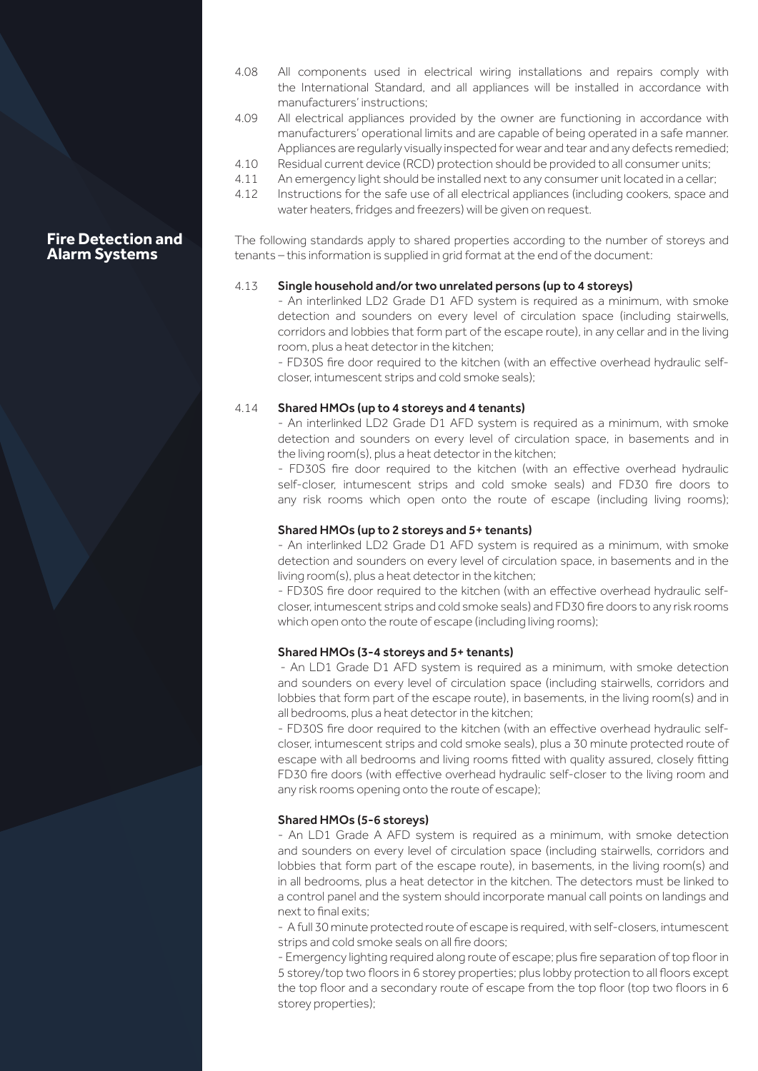4.08 All components used in electrical wiring installations and repairs comply with the International Standard, and all appliances will be installed in accordance with manufacturers' instructions;

4.09 All electrical appliances provided by the owner are functioning in accordance with manufacturers' operational limits and are capable of being operated in a safe manner. Appliances are regularly visually inspected for wear and tear and any defects remedied;

4.10 Residual current device (RCD) protection should be provided to all consumer units;

4.11 An emergency light should be installed next to any consumer unit located in a cellar;

4.12 Instructions for the safe use of all electrical appliances (including cookers, space and water heaters, fridges and freezers) will be given on request.

## Fire Detection and Alarm Systems

The following standards apply to shared properties according to the number of storeys and tenants – this information is supplied in grid format at the end of the document:

4.13 **Single household and/or two unrelated persons (up to 4 storeys)**

- An interlinked LD2 Grade D1 AFD system is required as a minimum, with smoke detection and sounders on every level of circulation space (including stairwells, corridors and lobbies that form part of the escape route), in any cellar and in the living room, plus a heat detector in the kitchen;
- FD30S fire door required to the kitchen (with an effective overhead hydraulic self-closer, intumescent strips and cold smoke seals);

4.14 **Shared HMOs (up to 4 storeys and 4 tenants)**

- An interlinked LD2 Grade D1 AFD system is required as a minimum, with smoke detection and sounders on every level of circulation space, in basements and in the living room(s), plus a heat detector in the kitchen;
- FD30S fire door required to the kitchen (with an effective overhead hydraulic self-closer, intumescent strips and cold smoke seals) and FD30 fire doors to any risk rooms which open onto the route of escape (including living rooms);

**Shared HMOs (up to 2 storeys and 5+ tenants)**

- An interlinked LD2 Grade D1 AFD system is required as a minimum, with smoke detection and sounders on every level of circulation space, in basements and in the living room(s), plus a heat detector in the kitchen;
- FD30S fire door required to the kitchen (with an effective overhead hydraulic self-closer, intumescent strips and cold smoke seals) and FD30 fire doors to any risk rooms which open onto the route of escape (including living rooms);

**Shared HMOs (3-4 storeys and 5+ tenants)**

- An LD1 Grade D1 AFD system is required as a minimum, with smoke detection and sounders on every level of circulation space (including stairwells, corridors and lobbies that form part of the escape route), in basements, in the living room(s) and in all bedrooms, plus a heat detector in the kitchen;
- FD30S fire door required to the kitchen (with an effective overhead hydraulic self-closer, intumescent strips and cold smoke seals), plus a 30 minute protected route of escape with all bedrooms and living rooms fitted with quality assured, closely fitting FD30 fire doors (with effective overhead hydraulic self-closer to the living room and any risk rooms opening onto the route of escape);

**Shared HMOs (5-6 storeys)**

- An LD1 Grade A AFD system is required as a minimum, with smoke detection and sounders on every level of circulation space (including stairwells, corridors and lobbies that form part of the escape route), in basements, in the living room(s) and in all bedrooms, plus a heat detector in the kitchen. The detectors must be linked to a control panel and the system should incorporate manual call points on landings and next to final exits;
- A full 30 minute protected route of escape is required, with self-closers, intumescent strips and cold smoke seals on all fire doors;
- Emergency lighting required along route of escape; plus fire separation of top floor in 5 storey/top two floors in 6 storey properties; plus lobby protection to all floors except the top floor and a secondary route of escape from the top floor (top two floors in 6 storey properties);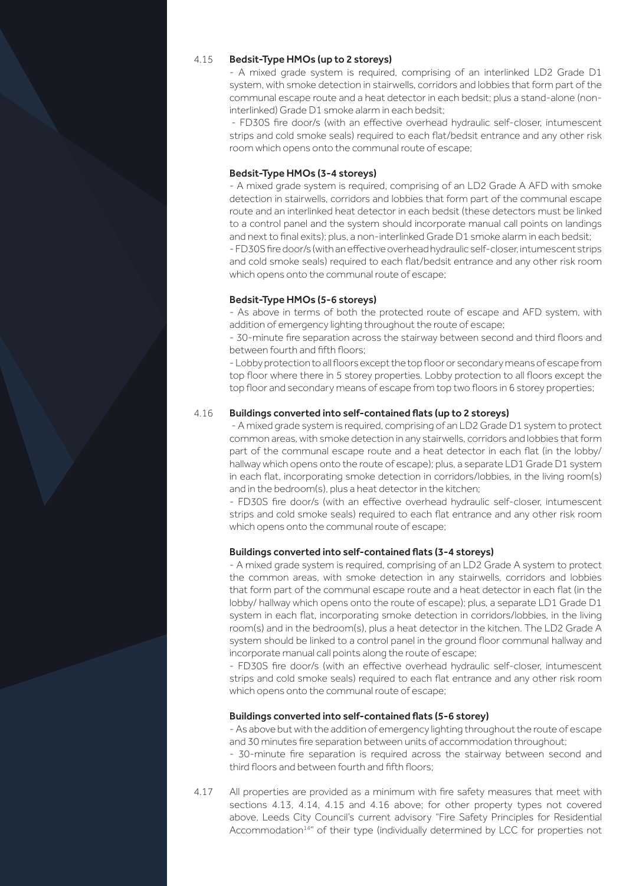4.15 **Bedsit-Type HMOs (up to 2 storeys)**

- A mixed grade system is required, comprising of an interlinked LD2 Grade D1 system, with smoke detection in stairwells, corridors and lobbies that form part of the communal escape route and a heat detector in each bedsit; plus a stand-alone (non-interlinked) Grade D1 smoke alarm in each bedsit;
- FD30S fire door/s (with an effective overhead hydraulic self-closer, intumescent strips and cold smoke seals) required to each flat/bedsit entrance and any other risk room which opens onto the communal route of escape;

**Bedsit-Type HMOs (3-4 storeys)**

- A mixed grade system is required, comprising of an LD2 Grade A AFD with smoke detection in stairwells, corridors and lobbies that form part of the communal escape route and an interlinked heat detector in each bedsit (these detectors must be linked to a control panel and the system should incorporate manual call points on landings and next to final exits); plus, a non-interlinked Grade D1 smoke alarm in each bedsit;
- FD30S fire door/s (with an effective overhead hydraulic self-closer, intumescent strips and cold smoke seals) required to each flat/bedsit entrance and any other risk room which opens onto the communal route of escape;

**Bedsit-Type HMOs (5-6 storeys)**

- As above in terms of both the protected route of escape and AFD system, with addition of emergency lighting throughout the route of escape;
- 30-minute fire separation across the stairway between second and third floors and between fourth and fifth floors;
- Lobby protection to all floors except the top floor or secondary means of escape from top floor where there in 5 storey properties. Lobby protection to all floors except the top floor and secondary means of escape from top two floors in 6 storey properties;

4.16 **Buildings converted into self-contained flats (up to 2 storeys)**

- A mixed grade system is required, comprising of an LD2 Grade D1 system to protect common areas, with smoke detection in any stairwells, corridors and lobbies that form part of the communal escape route and a heat detector in each flat (in the lobby/ hallway which opens onto the route of escape); plus, a separate LD1 Grade D1 system in each flat, incorporating smoke detection in corridors/lobbies, in the living room(s) and in the bedroom(s), plus a heat detector in the kitchen;
- FD30S fire door/s (with an effective overhead hydraulic self-closer, intumescent strips and cold smoke seals) required to each flat entrance and any other risk room which opens onto the communal route of escape;

**Buildings converted into self-contained flats (3-4 storeys)**

- A mixed grade system is required, comprising of an LD2 Grade A system to protect the common areas, with smoke detection in any stairwells, corridors and lobbies that form part of the communal escape route and a heat detector in each flat (in the lobby/ hallway which opens onto the route of escape); plus, a separate LD1 Grade D1 system in each flat, incorporating smoke detection in corridors/lobbies, in the living room(s) and in the bedroom(s), plus a heat detector in the kitchen. The LD2 Grade A system should be linked to a control panel in the ground floor communal hallway and incorporate manual call points along the route of escape;
- FD30S fire door/s (with an effective overhead hydraulic self-closer, intumescent strips and cold smoke seals) required to each flat entrance and any other risk room which opens onto the communal route of escape;

**Buildings converted into self-contained flats (5-6 storey)**

- As above but with the addition of emergency lighting throughout the route of escape and 30 minutes fire separation between units of accommodation throughout;
- 30-minute fire separation is required across the stairway between second and third floors and between fourth and fifth floors;

4.17 All properties are provided as a minimum with fire safety measures that meet with sections 4.13, 4.14, 4.15 and 4.16 above; for other property types not covered above, Leeds City Council's current advisory "Fire Safety Principles for Residential Accommodation[14]" of their type (individually determined by LCC for properties not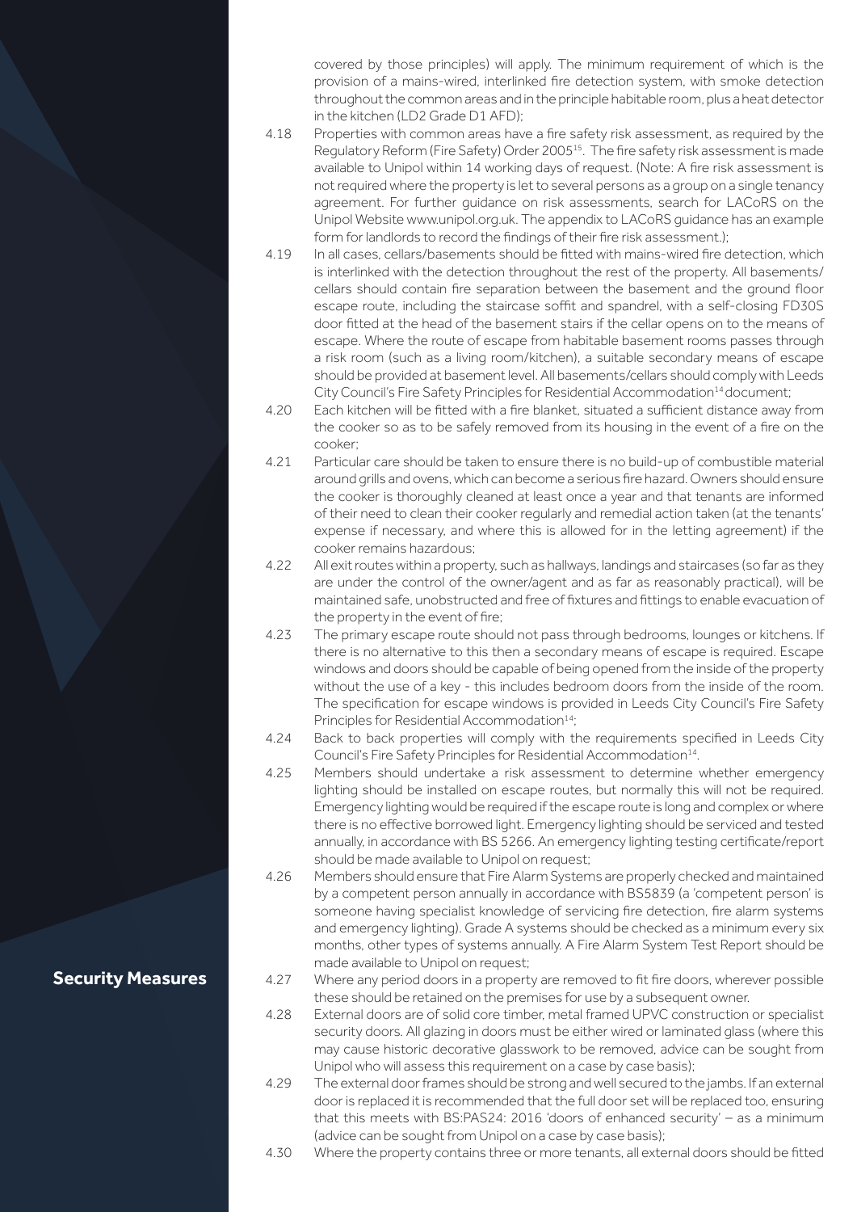covered by those principles) will apply. The minimum requirement of which is the provision of a mains-wired, interlinked fire detection system, with smoke detection throughout the common areas and in the principle habitable room, plus a heat detector in the kitchen (LD2 Grade D1 AFD);

4.18 Properties with common areas have a fire safety risk assessment, as required by the Regulatory Reform (Fire Safety) Order 2005[15]. The fire safety risk assessment is made available to Unipol within 14 working days of request. (Note: A fire risk assessment is not required where the property is let to several persons as a group on a single tenancy agreement. For further guidance on risk assessments, search for LACoRS on the Unipol Website www.unipol.org.uk. The appendix to LACoRS guidance has an example form for landlords to record the findings of their fire risk assessment.);

4.19 In all cases, cellars/basements should be fitted with mains-wired fire detection, which is interlinked with the detection throughout the rest of the property. All basements/cellars should contain fire separation between the basement and the ground floor escape route, including the staircase soffit and spandrel, with a self-closing FD30S door fitted at the head of the basement stairs if the cellar opens on to the means of escape. Where the route of escape from habitable basement rooms passes through a risk room (such as a living room/kitchen), a suitable secondary means of escape should be provided at basement level. All basements/cellars should comply with Leeds City Council's Fire Safety Principles for Residential Accommodation[14] document;

4.20 Each kitchen will be fitted with a fire blanket, situated a sufficient distance away from the cooker so as to be safely removed from its housing in the event of a fire on the cooker;

4.21 Particular care should be taken to ensure there is no build-up of combustible material around grills and ovens, which can become a serious fire hazard. Owners should ensure the cooker is thoroughly cleaned at least once a year and that tenants are informed of their need to clean their cooker regularly and remedial action taken (at the tenants' expense if necessary, and where this is allowed for in the letting agreement) if the cooker remains hazardous;

4.22 All exit routes within a property, such as hallways, landings and staircases (so far as they are under the control of the owner/agent and as far as reasonably practical), will be maintained safe, unobstructed and free of fixtures and fittings to enable evacuation of the property in the event of fire;

4.23 The primary escape route should not pass through bedrooms, lounges or kitchens. If there is no alternative to this then a secondary means of escape is required. Escape windows and doors should be capable of being opened from the inside of the property without the use of a key - this includes bedroom doors from the inside of the room. The specification for escape windows is provided in Leeds City Council's Fire Safety Principles for Residential Accommodation[14];

4.24 Back to back properties will comply with the requirements specified in Leeds City Council's Fire Safety Principles for Residential Accommodation[14].

4.25 Members should undertake a risk assessment to determine whether emergency lighting should be installed on escape routes, but normally this will not be required. Emergency lighting would be required if the escape route is long and complex or where there is no effective borrowed light. Emergency lighting should be serviced and tested annually, in accordance with BS 5266. An emergency lighting testing certificate/report should be made available to Unipol on request;

4.26 Members should ensure that Fire Alarm Systems are properly checked and maintained by a competent person annually in accordance with BS5839 (a 'competent person' is someone having specialist knowledge of servicing fire detection, fire alarm systems and emergency lighting). Grade A systems should be checked as a minimum every six months, other types of systems annually. A Fire Alarm System Test Report should be made available to Unipol on request;

## Security Measures

4.27 Where any period doors in a property are removed to fit fire doors, wherever possible these should be retained on the premises for use by a subsequent owner.

4.28 External doors are of solid core timber, metal framed UPVC construction or specialist security doors. All glazing in doors must be either wired or laminated glass (where this may cause historic decorative glasswork to be removed, advice can be sought from Unipol who will assess this requirement on a case by case basis);

4.29 The external door frames should be strong and well secured to the jambs. If an external door is replaced it is recommended that the full door set will be replaced too, ensuring that this meets with BS:PAS24: 2016 'doors of enhanced security' – as a minimum (advice can be sought from Unipol on a case by case basis);

4.30 Where the property contains three or more tenants, all external doors should be fitted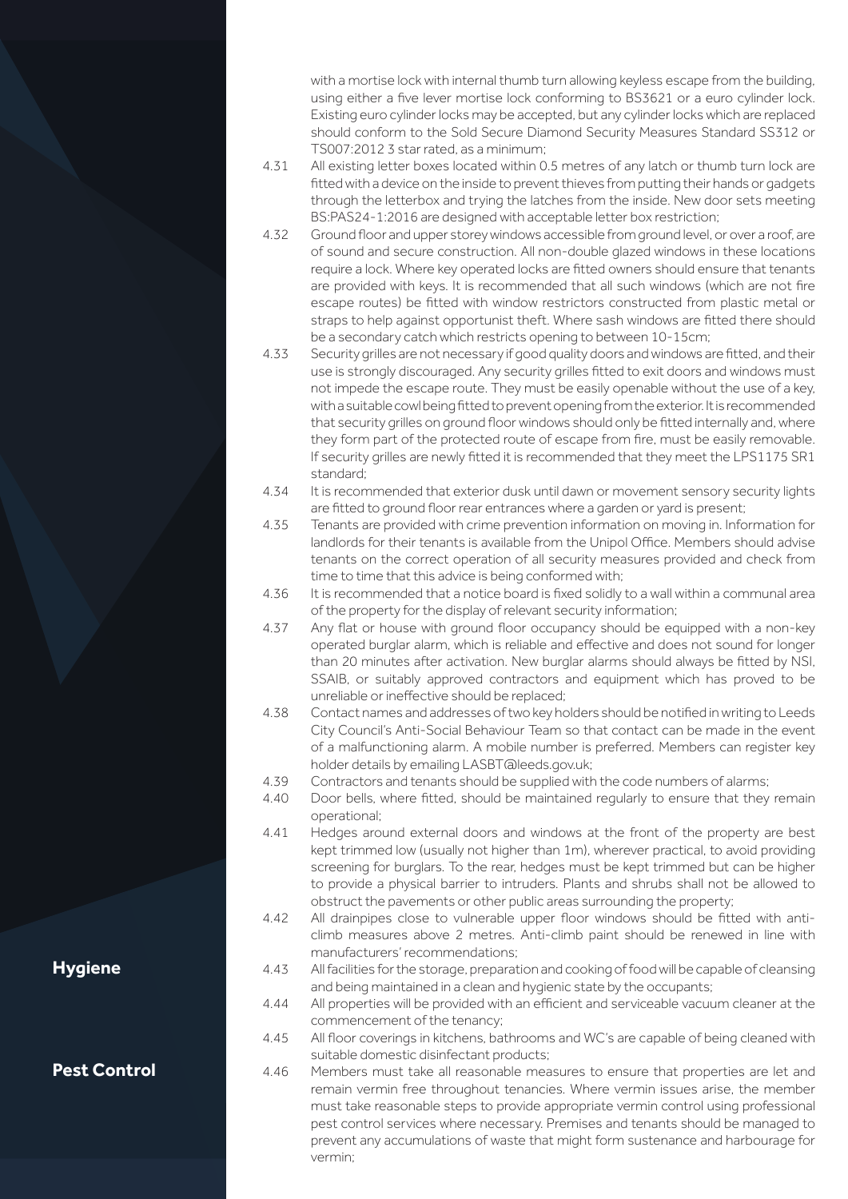with a mortise lock with internal thumb turn allowing keyless escape from the building, using either a five lever mortise lock conforming to BS3621 or a euro cylinder lock. Existing euro cylinder locks may be accepted, but any cylinder locks which are replaced should conform to the Sold Secure Diamond Security Measures Standard SS312 or TS007:2012 3 star rated, as a minimum;

4.31 All existing letter boxes located within 0.5 metres of any latch or thumb turn lock are fitted with a device on the inside to prevent thieves from putting their hands or gadgets through the letterbox and trying the latches from the inside. New door sets meeting BS:PAS24-1:2016 are designed with acceptable letter box restriction;

4.32 Ground floor and upper storey windows accessible from ground level, or over a roof, are of sound and secure construction. All non-double glazed windows in these locations require a lock. Where key operated locks are fitted owners should ensure that tenants are provided with keys. It is recommended that all such windows (which are not fire escape routes) be fitted with window restrictors constructed from plastic metal or straps to help against opportunist theft. Where sash windows are fitted there should be a secondary catch which restricts opening to between 10-15cm;

4.33 Security grilles are not necessary if good quality doors and windows are fitted, and their use is strongly discouraged. Any security grilles fitted to exit doors and windows must not impede the escape route. They must be easily openable without the use of a key, with a suitable cowl being fitted to prevent opening from the exterior. It is recommended that security grilles on ground floor windows should only be fitted internally and, where they form part of the protected route of escape from fire, must be easily removable. If security grilles are newly fitted it is recommended that they meet the LPS1175 SR1 standard;

4.34 It is recommended that exterior dusk until dawn or movement sensory security lights are fitted to ground floor rear entrances where a garden or yard is present;

4.35 Tenants are provided with crime prevention information on moving in. Information for landlords for their tenants is available from the Unipol Office. Members should advise tenants on the correct operation of all security measures provided and check from time to time that this advice is being conformed with;

4.36 It is recommended that a notice board is fixed solidly to a wall within a communal area of the property for the display of relevant security information;

4.37 Any flat or house with ground floor occupancy should be equipped with a non-key operated burglar alarm, which is reliable and effective and does not sound for longer than 20 minutes after activation. New burglar alarms should always be fitted by NSI, SSAIB, or suitably approved contractors and equipment which has proved to be unreliable or ineffective should be replaced;

4.38 Contact names and addresses of two key holders should be notified in writing to Leeds City Council's Anti-Social Behaviour Team so that contact can be made in the event of a malfunctioning alarm. A mobile number is preferred. Members can register key holder details by emailing LASBT@leeds.gov.uk;

4.39 Contractors and tenants should be supplied with the code numbers of alarms;

4.40 Door bells, where fitted, should be maintained regularly to ensure that they remain operational;

4.41 Hedges around external doors and windows at the front of the property are best kept trimmed low (usually not higher than 1m), wherever practical, to avoid providing screening for burglars. To the rear, hedges must be kept trimmed but can be higher to provide a physical barrier to intruders. Plants and shrubs shall not be allowed to obstruct the pavements or other public areas surrounding the property;

4.42 All drainpipes close to vulnerable upper floor windows should be fitted with anti-climb measures above 2 metres. Anti-climb paint should be renewed in line with manufacturers' recommendations;

## Hygiene

4.43 All facilities for the storage, preparation and cooking of food will be capable of cleansing and being maintained in a clean and hygienic state by the occupants;

4.44 All properties will be provided with an efficient and serviceable vacuum cleaner at the commencement of the tenancy;

4.45 All floor coverings in kitchens, bathrooms and WC's are capable of being cleaned with suitable domestic disinfectant products;

## Pest Control

4.46 Members must take all reasonable measures to ensure that properties are let and remain vermin free throughout tenancies. Where vermin issues arise, the member must take reasonable steps to provide appropriate vermin control using professional pest control services where necessary. Premises and tenants should be managed to prevent any accumulations of waste that might form sustenance and harbourage for vermin;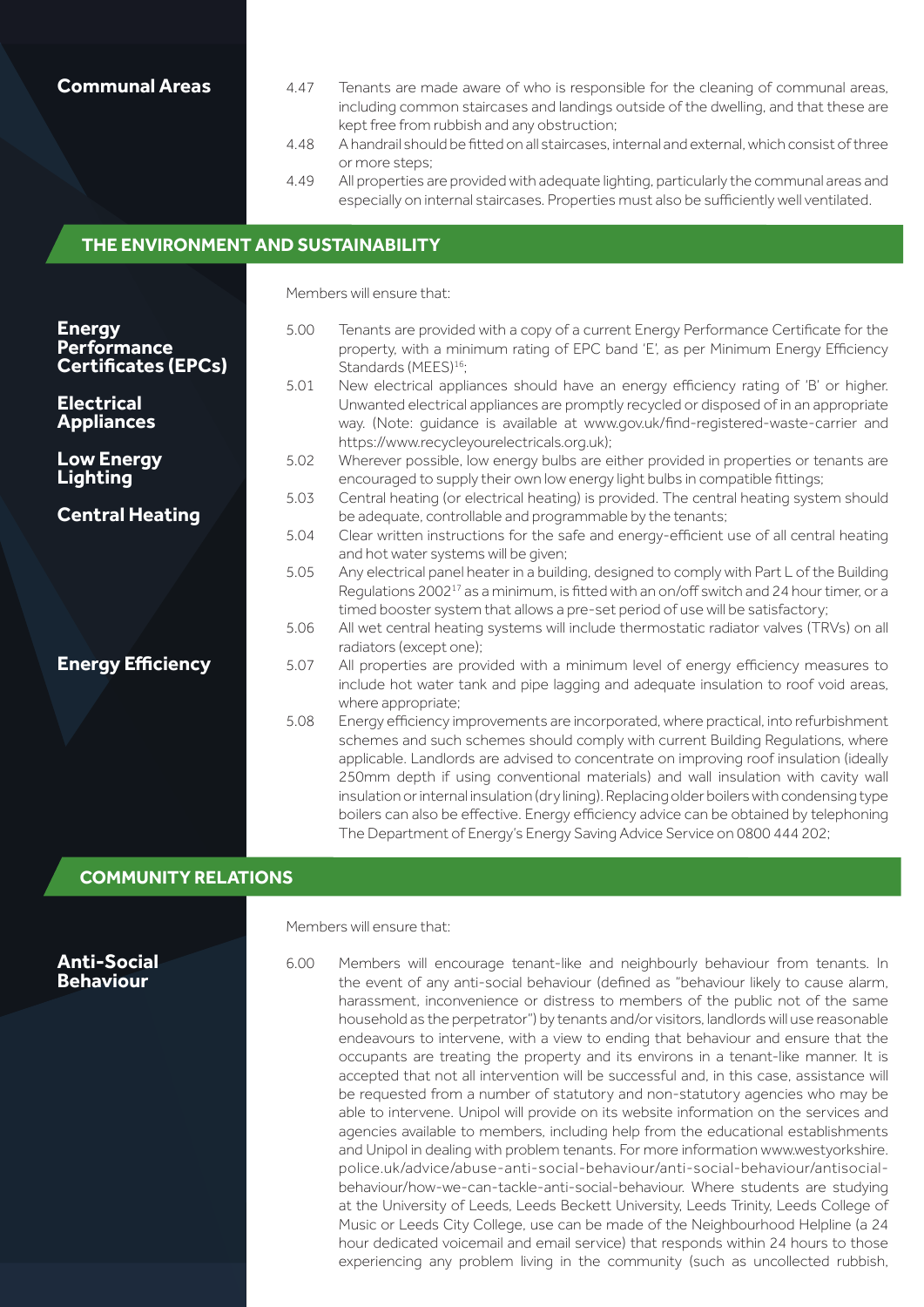### Communal Areas

4.47 Tenants are made aware of who is responsible for the cleaning of communal areas, including common staircases and landings outside of the dwelling, and that these are kept free from rubbish and any obstruction;

4.48 A handrail should be fitted on all staircases, internal and external, which consist of three or more steps;

4.49 All properties are provided with adequate lighting, particularly the communal areas and especially on internal staircases. Properties must also be sufficiently well ventilated.

## THE ENVIRONMENT AND SUSTAINABILITY

Members will ensure that:

### Energy Performance Certificates (EPCs)

5.00 Tenants are provided with a copy of a current Energy Performance Certificate for the property, with a minimum rating of EPC band 'E', as per Minimum Energy Efficiency Standards (MEES)[16];

### Electrical Appliances

5.01 New electrical appliances should have an energy efficiency rating of 'B' or higher. Unwanted electrical appliances are promptly recycled or disposed of in an appropriate way. (Note: guidance is available at www.gov.uk/find-registered-waste-carrier and https://www.recycleyourelectricals.org.uk);

### Low Energy Lighting

5.02 Wherever possible, low energy bulbs are either provided in properties or tenants are encouraged to supply their own low energy light bulbs in compatible fittings;

### Central Heating

5.03 Central heating (or electrical heating) is provided. The central heating system should be adequate, controllable and programmable by the tenants;

5.04 Clear written instructions for the safe and energy-efficient use of all central heating and hot water systems will be given;

5.05 Any electrical panel heater in a building, designed to comply with Part L of the Building Regulations 2002[17] as a minimum, is fitted with an on/off switch and 24 hour timer, or a timed booster system that allows a pre-set period of use will be satisfactory;

5.06 All wet central heating systems will include thermostatic radiator valves (TRVs) on all radiators (except one);

### Energy Efficiency

5.07 All properties are provided with a minimum level of energy efficiency measures to include hot water tank and pipe lagging and adequate insulation to roof void areas, where appropriate;

5.08 Energy efficiency improvements are incorporated, where practical, into refurbishment schemes and such schemes should comply with current Building Regulations, where applicable. Landlords are advised to concentrate on improving roof insulation (ideally 250mm depth if using conventional materials) and wall insulation with cavity wall insulation or internal insulation (dry lining). Replacing older boilers with condensing type boilers can also be effective. Energy efficiency advice can be obtained by telephoning The Department of Energy's Energy Saving Advice Service on 0800 444 202;

## COMMUNITY RELATIONS

Members will ensure that:

### Anti-Social Behaviour

6.00 Members will encourage tenant-like and neighbourly behaviour from tenants. In the event of any anti-social behaviour (defined as "behaviour likely to cause alarm, harassment, inconvenience or distress to members of the public not of the same household as the perpetrator") by tenants and/or visitors, landlords will use reasonable endeavours to intervene, with a view to ending that behaviour and ensure that the occupants are treating the property and its environs in a tenant-like manner. It is accepted that not all intervention will be successful and, in this case, assistance will be requested from a number of statutory and non-statutory agencies who may be able to intervene. Unipol will provide on its website information on the services and agencies available to members, including help from the educational establishments and Unipol in dealing with problem tenants. For more information www.westyorkshire.police.uk/advice/abuse-anti-social-behaviour/anti-social-behaviour/antisocial-behaviour/how-we-can-tackle-anti-social-behaviour. Where students are studying at the University of Leeds, Leeds Beckett University, Leeds Trinity, Leeds College of Music or Leeds City College, use can be made of the Neighbourhood Helpline (a 24 hour dedicated voicemail and email service) that responds within 24 hours to those experiencing any problem living in the community (such as uncollected rubbish,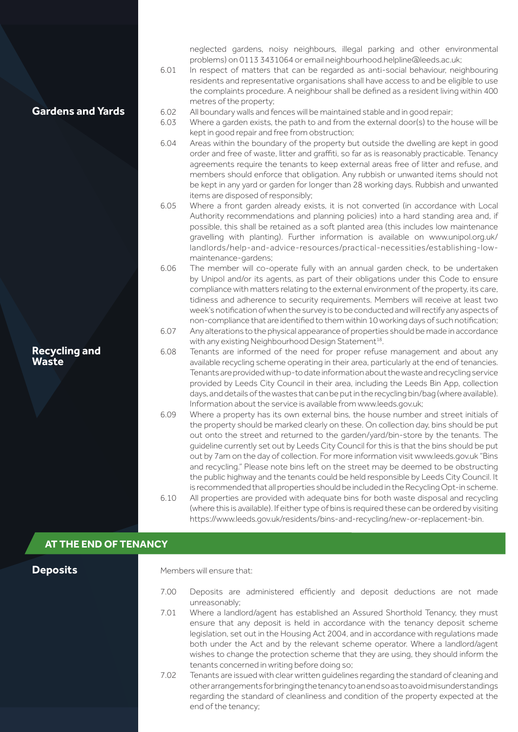neglected gardens, noisy neighbours, illegal parking and other environmental problems) on 0113 3431064 or email neighbourhood.helpline@leeds.ac.uk;

6.01 In respect of matters that can be regarded as anti-social behaviour, neighbouring residents and representative organisations shall have access to and be eligible to use the complaints procedure. A neighbour shall be defined as a resident living within 400 metres of the property;

### Gardens and Yards

6.02 All boundary walls and fences will be maintained stable and in good repair;

6.03 Where a garden exists, the path to and from the external door(s) to the house will be kept in good repair and free from obstruction;

6.04 Areas within the boundary of the property but outside the dwelling are kept in good order and free of waste, litter and graffiti, so far as is reasonably practicable. Tenancy agreements require the tenants to keep external areas free of litter and refuse, and members should enforce that obligation. Any rubbish or unwanted items should not be kept in any yard or garden for longer than 28 working days. Rubbish and unwanted items are disposed of responsibly;

6.05 Where a front garden already exists, it is not converted (in accordance with Local Authority recommendations and planning policies) into a hard standing area and, if possible, this shall be retained as a soft planted area (this includes low maintenance gravelling with planting). Further information is available on www.unipol.org.uk/landlords/help-and-advice-resources/practical-necessities/establishing-low-maintenance-gardens;

6.06 The member will co-operate fully with an annual garden check, to be undertaken by Unipol and/or its agents, as part of their obligations under this Code to ensure compliance with matters relating to the external environment of the property, its care, tidiness and adherence to security requirements. Members will receive at least two week's notification of when the survey is to be conducted and will rectify any aspects of non-compliance that are identified to them within 10 working days of such notification;

6.07 Any alterations to the physical appearance of properties should be made in accordance with any existing Neighbourhood Design Statement[18].

### Recycling and Waste

6.08 Tenants are informed of the need for proper refuse management and about any available recycling scheme operating in their area, particularly at the end of tenancies. Tenants are provided with up-to date information about the waste and recycling service provided by Leeds City Council in their area, including the Leeds Bin App, collection days, and details of the wastes that can be put in the recycling bin/bag (where available). Information about the service is available from www.leeds.gov.uk;

6.09 Where a property has its own external bins, the house number and street initials of the property should be marked clearly on these. On collection day, bins should be put out onto the street and returned to the garden/yard/bin-store by the tenants. The guideline currently set out by Leeds City Council for this is that the bins should be put out by 7am on the day of collection. For more information visit www.leeds.gov.uk "Bins and recycling." Please note bins left on the street may be deemed to be obstructing the public highway and the tenants could be held responsible by Leeds City Council. It is recommended that all properties should be included in the Recycling Opt-in scheme.

6.10 All properties are provided with adequate bins for both waste disposal and recycling (where this is available). If either type of bins is required these can be ordered by visiting https://www.leeds.gov.uk/residents/bins-and-recycling/new-or-replacement-bin.

## AT THE END OF TENANCY

### Deposits

Members will ensure that:

7.00 Deposits are administered efficiently and deposit deductions are not made unreasonably;

7.01 Where a landlord/agent has established an Assured Shorthold Tenancy, they must ensure that any deposit is held in accordance with the tenancy deposit scheme legislation, set out in the Housing Act 2004, and in accordance with regulations made both under the Act and by the relevant scheme operator. Where a landlord/agent wishes to change the protection scheme that they are using, they should inform the tenants concerned in writing before doing so;

7.02 Tenants are issued with clear written guidelines regarding the standard of cleaning and other arrangements for bringing the tenancy to an end so as to avoid misunderstandings regarding the standard of cleanliness and condition of the property expected at the end of the tenancy;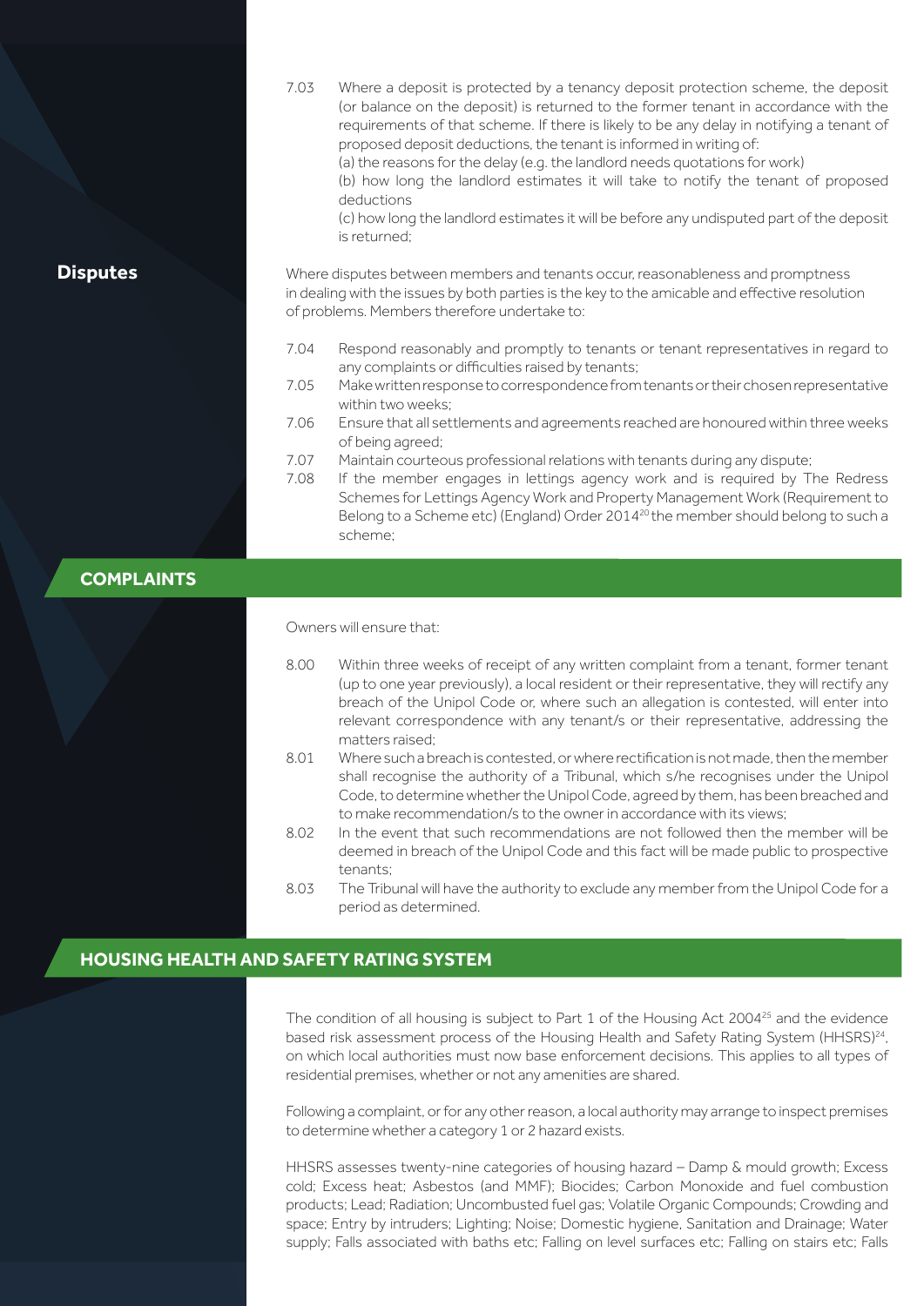7.03 Where a deposit is protected by a tenancy deposit protection scheme, the deposit (or balance on the deposit) is returned to the former tenant in accordance with the requirements of that scheme. If there is likely to be any delay in notifying a tenant of proposed deposit deductions, the tenant is informed in writing of:
(a) the reasons for the delay (e.g. the landlord needs quotations for work)
(b) how long the landlord estimates it will take to notify the tenant of proposed deductions
(c) how long the landlord estimates it will be before any undisputed part of the deposit is returned;

### Disputes

Where disputes between members and tenants occur, reasonableness and promptness in dealing with the issues by both parties is the key to the amicable and effective resolution of problems. Members therefore undertake to:

7.04 Respond reasonably and promptly to tenants or tenant representatives in regard to any complaints or difficulties raised by tenants;

7.05 Make written response to correspondence from tenants or their chosen representative within two weeks;

7.06 Ensure that all settlements and agreements reached are honoured within three weeks of being agreed;

7.07 Maintain courteous professional relations with tenants during any dispute;

7.08 If the member engages in lettings agency work and is required by The Redress Schemes for Lettings Agency Work and Property Management Work (Requirement to Belong to a Scheme etc) (England) Order 2014[20] the member should belong to such a scheme;

## COMPLAINTS

Owners will ensure that:

8.00 Within three weeks of receipt of any written complaint from a tenant, former tenant (up to one year previously), a local resident or their representative, they will rectify any breach of the Unipol Code or, where such an allegation is contested, will enter into relevant correspondence with any tenant/s or their representative, addressing the matters raised;

8.01 Where such a breach is contested, or where rectification is not made, then the member shall recognise the authority of a Tribunal, which s/he recognises under the Unipol Code, to determine whether the Unipol Code, agreed by them, has been breached and to make recommendation/s to the owner in accordance with its views;

8.02 In the event that such recommendations are not followed then the member will be deemed in breach of the Unipol Code and this fact will be made public to prospective tenants;

8.03 The Tribunal will have the authority to exclude any member from the Unipol Code for a period as determined.

## HOUSING HEALTH AND SAFETY RATING SYSTEM

The condition of all housing is subject to Part 1 of the Housing Act 2004[25] and the evidence based risk assessment process of the Housing Health and Safety Rating System (HHSRS)[24], on which local authorities must now base enforcement decisions. This applies to all types of residential premises, whether or not any amenities are shared.

Following a complaint, or for any other reason, a local authority may arrange to inspect premises to determine whether a category 1 or 2 hazard exists.

HHSRS assesses twenty-nine categories of housing hazard – Damp & mould growth; Excess cold; Excess heat; Asbestos (and MMF); Biocides; Carbon Monoxide and fuel combustion products; Lead; Radiation; Uncombusted fuel gas; Volatile Organic Compounds; Crowding and space; Entry by intruders; Lighting; Noise; Domestic hygiene, Sanitation and Drainage; Water supply; Falls associated with baths etc; Falling on level surfaces etc; Falling on stairs etc; Falls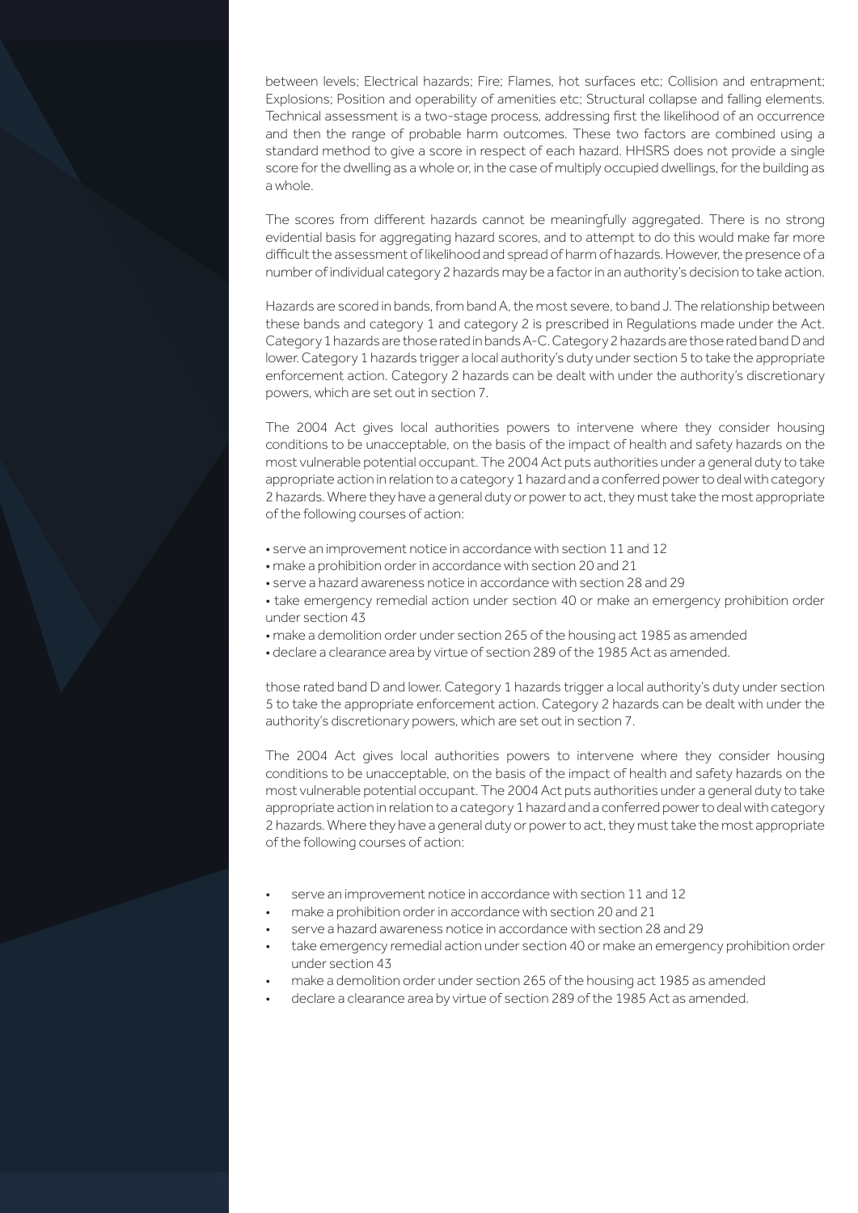between levels; Electrical hazards; Fire; Flames, hot surfaces etc; Collision and entrapment; Explosions; Position and operability of amenities etc; Structural collapse and falling elements. Technical assessment is a two-stage process, addressing first the likelihood of an occurrence and then the range of probable harm outcomes. These two factors are combined using a standard method to give a score in respect of each hazard. HHSRS does not provide a single score for the dwelling as a whole or, in the case of multiply occupied dwellings, for the building as a whole.

The scores from different hazards cannot be meaningfully aggregated. There is no strong evidential basis for aggregating hazard scores, and to attempt to do this would make far more difficult the assessment of likelihood and spread of harm of hazards. However, the presence of a number of individual category 2 hazards may be a factor in an authority's decision to take action.

Hazards are scored in bands, from band A, the most severe, to band J. The relationship between these bands and category 1 and category 2 is prescribed in Regulations made under the Act. Category 1 hazards are those rated in bands A-C. Category 2 hazards are those rated band D and lower. Category 1 hazards trigger a local authority's duty under section 5 to take the appropriate enforcement action. Category 2 hazards can be dealt with under the authority's discretionary powers, which are set out in section 7.

The 2004 Act gives local authorities powers to intervene where they consider housing conditions to be unacceptable, on the basis of the impact of health and safety hazards on the most vulnerable potential occupant. The 2004 Act puts authorities under a general duty to take appropriate action in relation to a category 1 hazard and a conferred power to deal with category 2 hazards. Where they have a general duty or power to act, they must take the most appropriate of the following courses of action:

- serve an improvement notice in accordance with section 11 and 12
- make a prohibition order in accordance with section 20 and 21
- serve a hazard awareness notice in accordance with section 28 and 29
- take emergency remedial action under section 40 or make an emergency prohibition order under section 43
- make a demolition order under section 265 of the housing act 1985 as amended
- declare a clearance area by virtue of section 289 of the 1985 Act as amended.

those rated band D and lower. Category 1 hazards trigger a local authority's duty under section 5 to take the appropriate enforcement action. Category 2 hazards can be dealt with under the authority's discretionary powers, which are set out in section 7.

The 2004 Act gives local authorities powers to intervene where they consider housing conditions to be unacceptable, on the basis of the impact of health and safety hazards on the most vulnerable potential occupant. The 2004 Act puts authorities under a general duty to take appropriate action in relation to a category 1 hazard and a conferred power to deal with category 2 hazards. Where they have a general duty or power to act, they must take the most appropriate of the following courses of action:

- serve an improvement notice in accordance with section 11 and 12
- make a prohibition order in accordance with section 20 and 21
- serve a hazard awareness notice in accordance with section 28 and 29
- take emergency remedial action under section 40 or make an emergency prohibition order under section 43
- make a demolition order under section 265 of the housing act 1985 as amended
- declare a clearance area by virtue of section 289 of the 1985 Act as amended.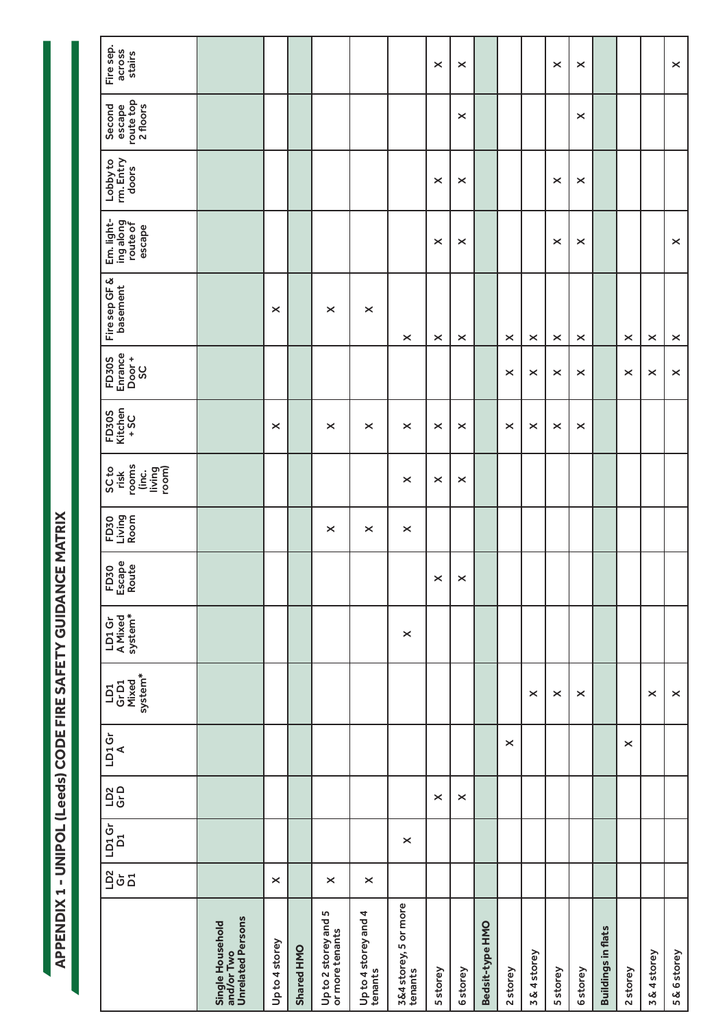# APPENDIX 1 - UNIPOL (Leeds) CODE FIRE SAFETY GUIDANCE MATRIX

| | LD2 Gr D1 | LD1 Gr D1 | LD2 Gr D | LD1 Gr A | LD1 Gr D1 Mixed system* | LD1 Gr A Mixed system* | FD30 Escape Route | FD30 Living Room | SC to risk rooms (inc. living room) | FD30S Kitchen + SC | FD30S Enrance Door + SC | Fire sep GF & basement | Em. lighting along route of escape | Lobby to rm. Entry doors | Second escape route top 2 floors | Fire sep. across stairs |
|---|---|---|---|---|---|---|---|---|---|---|---|---|---|---|---|---|
| **Single Household and/or Two Unrelated Persons** | | | | | | | | | | | | | | | | |
| Up to 4 storey | × | | | | | | | | | × | | × | | | | |
| **Shared HMO** | | | | | | | | | | | | | | | | |
| Up to 2 storey and 5 or more tenants | × | | | | | | | × | | × | | × | | | | |
| Up to 4 storey and 4 tenants | × | | | | | | | × | | × | | × | | | | |
| 3&4 storey, 5 or more tenants | | × | | | | × | | × | × | × | | × | | | | |
| 5 storey | | | × | | | | × | | × | × | | × | × | × | | × |
| 6 storey | | | × | | | | × | | × | × | | × | × | × | × | × |
| **Bedsit-type HMO** | | | | | | | | | | | | | | | | |
| 2 storey | | | | × | | | | | | × | × | × | | | | |
| 3 & 4 storey | | | | | × | | | | | × | × | × | | | | |
| 5 storey | | | | | × | | | | | × | × | × | × | × | | × |
| 6 storey | | | | | × | | | | | × | × | × | × | × | × | × |
| **Buildings in flats** | | | | | | | | | | | | | | | | |
| 2 storey | | | | × | | | | | | | × | × | | | | |
| 3 & 4 storey | | | | | × | | | | | | × | × | | | | |
| 5 & 6 storey | | | | | × | | | | | | × | × | × | | | × |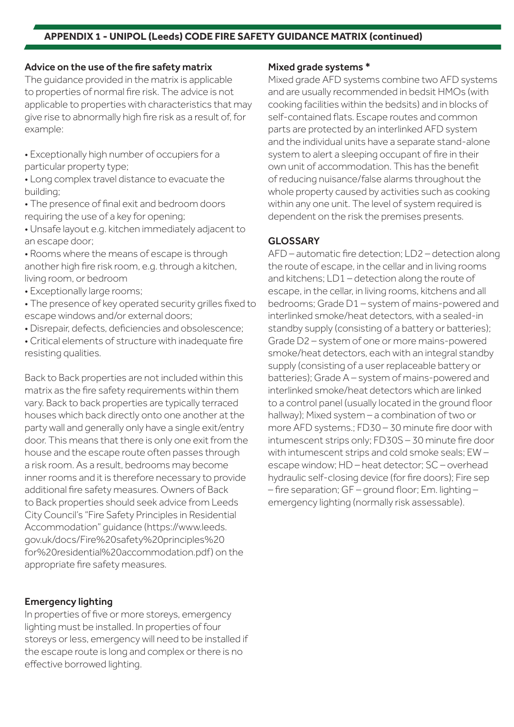## APPENDIX 1 - UNIPOL (Leeds) CODE FIRE SAFETY GUIDANCE MATRIX (continued)

### Advice on the use of the fire safety matrix

The guidance provided in the matrix is applicable to properties of normal fire risk. The advice is not applicable to properties with characteristics that may give rise to abnormally high fire risk as a result of, for example:

- Exceptionally high number of occupiers for a particular property type;
- Long complex travel distance to evacuate the building;
- The presence of final exit and bedroom doors requiring the use of a key for opening;
- Unsafe layout e.g. kitchen immediately adjacent to an escape door;
- Rooms where the means of escape is through another high fire risk room, e.g. through a kitchen, living room, or bedroom
- Exceptionally large rooms;
- The presence of key operated security grilles fixed to escape windows and/or external doors;
- Disrepair, defects, deficiencies and obsolescence;
- Critical elements of structure with inadequate fire resisting qualities.

Back to Back properties are not included within this matrix as the fire safety requirements within them vary. Back to back properties are typically terraced houses which back directly onto one another at the party wall and generally only have a single exit/entry door. This means that there is only one exit from the house and the escape route often passes through a risk room. As a result, bedrooms may become inner rooms and it is therefore necessary to provide additional fire safety measures. Owners of Back to Back properties should seek advice from Leeds City Council's "Fire Safety Principles in Residential Accommodation" guidance (https://www.leeds.gov.uk/docs/Fire%20safety%20principles%20for%20residential%20accommodation.pdf) on the appropriate fire safety measures.

### Emergency lighting

In properties of five or more storeys, emergency lighting must be installed. In properties of four storeys or less, emergency will need to be installed if the escape route is long and complex or there is no effective borrowed lighting.

### Mixed grade systems *

Mixed grade AFD systems combine two AFD systems and are usually recommended in bedsit HMOs (with cooking facilities within the bedsits) and in blocks of self-contained flats. Escape routes and common parts are protected by an interlinked AFD system and the individual units have a separate stand-alone system to alert a sleeping occupant of fire in their own unit of accommodation. This has the benefit of reducing nuisance/false alarms throughout the whole property caused by activities such as cooking within any one unit. The level of system required is dependent on the risk the premises presents.

### GLOSSARY

AFD – automatic fire detection; LD2 – detection along the route of escape, in the cellar and in living rooms and kitchens; LD1 – detection along the route of escape, in the cellar, in living rooms, kitchens and all bedrooms; Grade D1 – system of mains-powered and interlinked smoke/heat detectors, with a sealed-in standby supply (consisting of a battery or batteries); Grade D2 – system of one or more mains-powered smoke/heat detectors, each with an integral standby supply (consisting of a user replaceable battery or batteries); Grade A – system of mains-powered and interlinked smoke/heat detectors which are linked to a control panel (usually located in the ground floor hallway); Mixed system – a combination of two or more AFD systems.; FD30 – 30 minute fire door with intumescent strips only; FD30S – 30 minute fire door with intumescent strips and cold smoke seals; EW – escape window; HD – heat detector; SC – overhead hydraulic self-closing device (for fire doors); Fire sep – fire separation; GF – ground floor; Em. lighting – emergency lighting (normally risk assessable).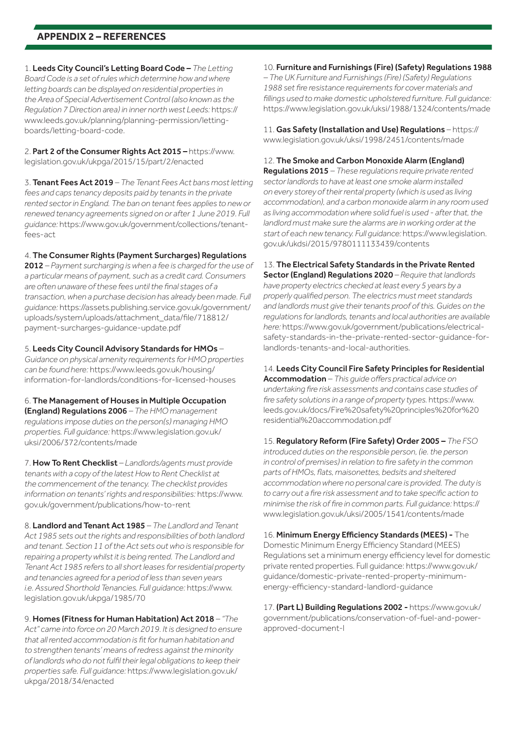## APPENDIX 2 – REFERENCES

1. **Leeds City Council's Letting Board Code –** *The Letting Board Code is a set of rules which determine how and where letting boards can be displayed on residential properties in the Area of Special Advertisement Control (also known as the Regulation 7 Direction area) in inner north west Leeds:* https://www.leeds.gov.uk/planning/planning-permission/letting-boards/letting-board-code.

2. **Part 2 of the Consumer Rights Act 2015 –** https://www.legislation.gov.uk/ukpga/2015/15/part/2/enacted

3. **Tenant Fees Act 2019** – *The Tenant Fees Act bans most letting fees and caps tenancy deposits paid by tenants in the private rented sector in England. The ban on tenant fees applies to new or renewed tenancy agreements signed on or after 1 June 2019. Full guidance:* https://www.gov.uk/government/collections/tenant-fees-act

4. **The Consumer Rights (Payment Surcharges) Regulations 2012** – *Payment surcharging is when a fee is charged for the use of a particular means of payment, such as a credit card. Consumers are often unaware of these fees until the final stages of a transaction, when a purchase decision has already been made. Full guidance:* https://assets.publishing.service.gov.uk/government/uploads/system/uploads/attachment_data/file/718812/payment-surcharges-guidance-update.pdf

5. **Leeds City Council Advisory Standards for HMOs** – *Guidance on physical amenity requirements for HMO properties can be found here:* https://www.leeds.gov.uk/housing/information-for-landlords/conditions-for-licensed-houses

6. **The Management of Houses in Multiple Occupation (England) Regulations 2006** – *The HMO management regulations impose duties on the person(s) managing HMO properties. Full guidance:* https://www.legislation.gov.uk/uksi/2006/372/contents/made

7. **How To Rent Checklist** – *Landlords/agents must provide tenants with a copy of the latest How to Rent Checklist at the commencement of the tenancy. The checklist provides information on tenants' rights and responsibilities:* https://www.gov.uk/government/publications/how-to-rent

8. **Landlord and Tenant Act 1985** – *The Landlord and Tenant Act 1985 sets out the rights and responsibilities of both landlord and tenant. Section 11 of the Act sets out who is responsible for repairing a property whilst it is being rented. The Landlord and Tenant Act 1985 refers to all short leases for residential property and tenancies agreed for a period of less than seven years i.e. Assured Shorthold Tenancies. Full guidance:* https://www.legislation.gov.uk/ukpga/1985/70

9. **Homes (Fitness for Human Habitation) Act 2018** – *"The Act" came into force on 20 March 2019. It is designed to ensure that all rented accommodation is fit for human habitation and to strengthen tenants' means of redress against the minority of landlords who do not fulfil their legal obligations to keep their properties safe. Full guidance:* https://www.legislation.gov.uk/ukpga/2018/34/enacted

10. **Furniture and Furnishings (Fire) (Safety) Regulations 1988** – *The UK Furniture and Furnishings (Fire) (Safety) Regulations 1988 set fire resistance requirements for cover materials and fillings used to make domestic upholstered furniture. Full guidance:* https://www.legislation.gov.uk/uksi/1988/1324/contents/made

11. **Gas Safety (Installation and Use) Regulations** – https://www.legislation.gov.uk/uksi/1998/2451/contents/made

12. **The Smoke and Carbon Monoxide Alarm (England) Regulations 2015** – *These regulations require private rented sector landlords to have at least one smoke alarm installed on every storey of their rental property (which is used as living accommodation), and a carbon monoxide alarm in any room used as living accommodation where solid fuel is used - after that, the landlord must make sure the alarms are in working order at the start of each new tenancy. Full guidance:* https://www.legislation.gov.uk/ukdsi/2015/9780111133439/contents

13. **The Electrical Safety Standards in the Private Rented Sector (England) Regulations 2020** – *Require that landlords have property electrics checked at least every 5 years by a properly qualified person. The electrics must meet standards and landlords must give their tenants proof of this. Guides on the regulations for landlords, tenants and local authorities are available here:* https://www.gov.uk/government/publications/electrical-safety-standards-in-the-private-rented-sector-guidance-for-landlords-tenants-and-local-authorities.

14. **Leeds City Council Fire Safety Principles for Residential Accommodation** – *This guide offers practical advice on undertaking fire risk assessments and contains case studies of fire safety solutions in a range of property types.* https://www.leeds.gov.uk/docs/Fire%20safety%20principles%20for%20residential%20accommodation.pdf

15. **Regulatory Reform (Fire Safety) Order 2005 –** *The FSO introduced duties on the responsible person, (ie. the person in control of premises) in relation to fire safety in the common parts of HMOs, flats, maisonettes, bedsits and sheltered accommodation where no personal care is provided. The duty is to carry out a fire risk assessment and to take specific action to minimise the risk of fire in common parts. Full guidance:* https://www.legislation.gov.uk/uksi/2005/1541/contents/made

16. **Minimum Energy Efficiency Standards (MEES) -** The Domestic Minimum Energy Efficiency Standard (MEES) Regulations set a minimum energy efficiency level for domestic private rented properties. Full guidance: https://www.gov.uk/guidance/domestic-private-rented-property-minimum-energy-efficiency-standard-landlord-guidance

17. **(Part L) Building Regulations 2002 -** https://www.gov.uk/government/publications/conservation-of-fuel-and-power-approved-document-l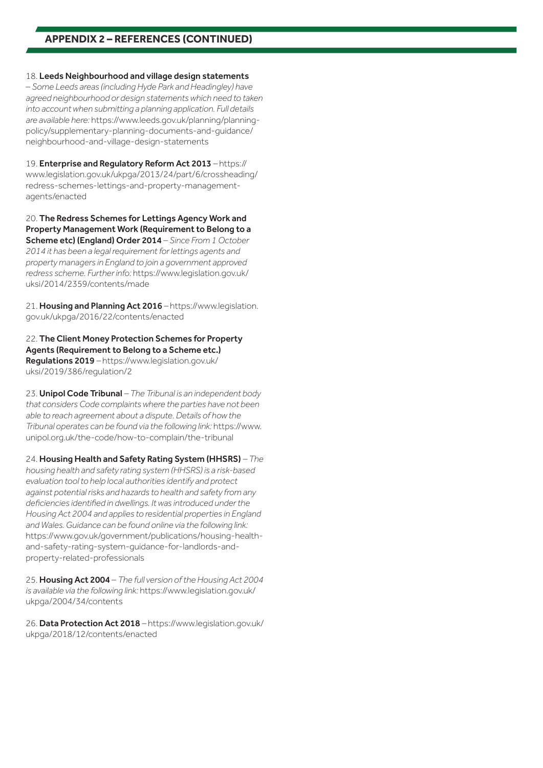## APPENDIX 2 – REFERENCES (CONTINUED)

18. **Leeds Neighbourhood and village design statements** – *Some Leeds areas (including Hyde Park and Headingley) have agreed neighbourhood or design statements which need to taken into account when submitting a planning application. Full details are available here:* https://www.leeds.gov.uk/planning/planning-policy/supplementary-planning-documents-and-guidance/neighbourhood-and-village-design-statements

19. **Enterprise and Regulatory Reform Act 2013** – https://www.legislation.gov.uk/ukpga/2013/24/part/6/crossheading/redress-schemes-lettings-and-property-management-agents/enacted

20. **The Redress Schemes for Lettings Agency Work and Property Management Work (Requirement to Belong to a Scheme etc) (England) Order 2014** – *Since From 1 October 2014 it has been a legal requirement for lettings agents and property managers in England to join a government approved redress scheme. Further info:* https://www.legislation.gov.uk/uksi/2014/2359/contents/made

21. **Housing and Planning Act 2016** – https://www.legislation.gov.uk/ukpga/2016/22/contents/enacted

22. **The Client Money Protection Schemes for Property Agents (Requirement to Belong to a Scheme etc.) Regulations 2019** – https://www.legislation.gov.uk/uksi/2019/386/regulation/2

23. **Unipol Code Tribunal** – *The Tribunal is an independent body that considers Code complaints where the parties have not been able to reach agreement about a dispute. Details of how the Tribunal operates can be found via the following link:* https://www.unipol.org.uk/the-code/how-to-complain/the-tribunal

24. **Housing Health and Safety Rating System (HHSRS)** – *The housing health and safety rating system (HHSRS) is a risk-based evaluation tool to help local authorities identify and protect against potential risks and hazards to health and safety from any deficiencies identified in dwellings. It was introduced under the Housing Act 2004 and applies to residential properties in England and Wales. Guidance can be found online via the following link:* https://www.gov.uk/government/publications/housing-health-and-safety-rating-system-guidance-for-landlords-and-property-related-professionals

25. **Housing Act 2004** – *The full version of the Housing Act 2004 is available via the following link:* https://www.legislation.gov.uk/ukpga/2004/34/contents

26. **Data Protection Act 2018** – https://www.legislation.gov.uk/ukpga/2018/12/contents/enacted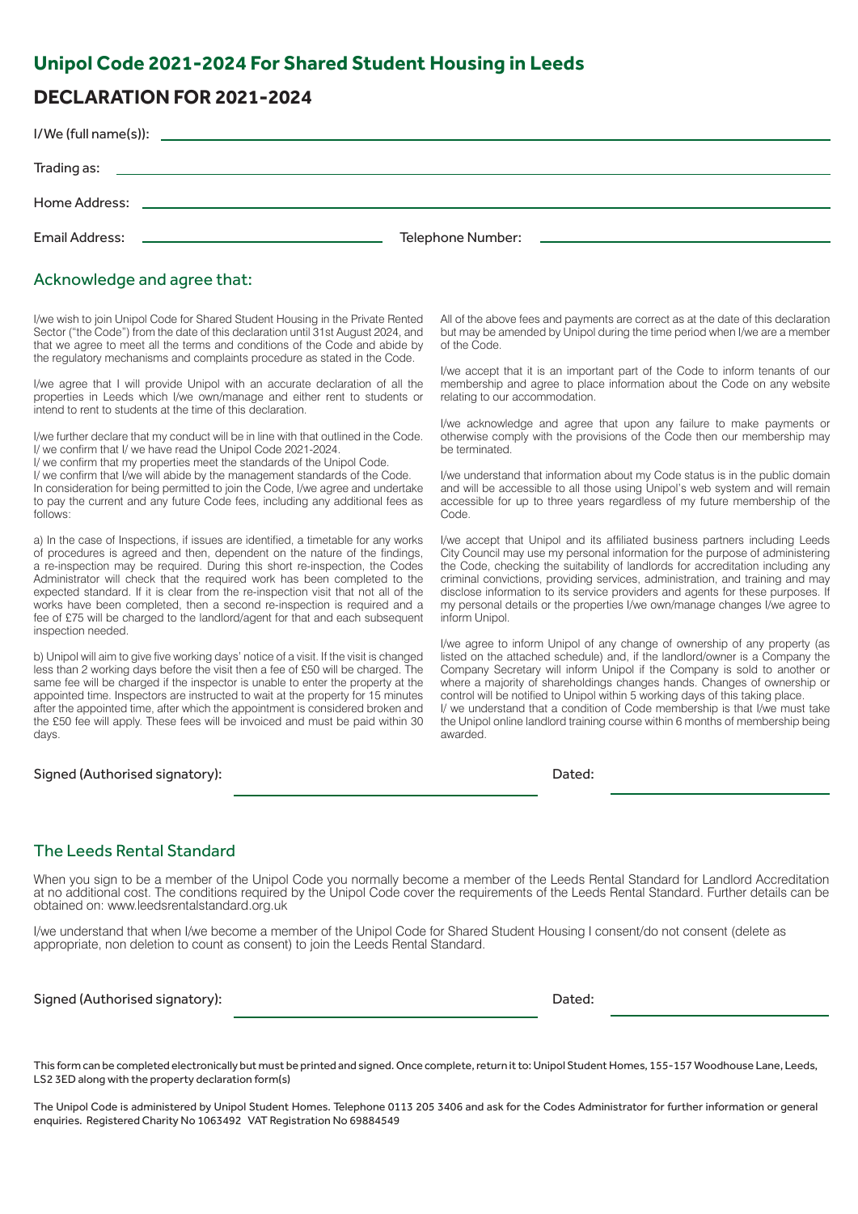# Unipol Code 2021-2024 For Shared Student Housing in Leeds

## DECLARATION FOR 2021-2024

I/We (full name(s)): ______________________________

Trading as: ______________________________

Home Address: ______________________________

Email Address: ______________________________ Telephone Number: ______________________________

### Acknowledge and agree that:

I/we wish to join Unipol Code for Shared Student Housing in the Private Rented Sector ("the Code") from the date of this declaration until 31st August 2024, and that we agree to meet all the terms and conditions of the Code and abide by the regulatory mechanisms and complaints procedure as stated in the Code.

I/we agree that I will provide Unipol with an accurate declaration of all the properties in Leeds which I/we own/manage and either rent to students or intend to rent to students at the time of this declaration.

I/we further declare that my conduct will be in line with that outlined in the Code.
I/ we confirm that I/ we have read the Unipol Code 2021-2024.
I/ we confirm that my properties meet the standards of the Unipol Code.
I/ we confirm that I/we will abide by the management standards of the Code.
In consideration for being permitted to join the Code, I/we agree and undertake to pay the current and any future Code fees, including any additional fees as follows:

a) In the case of Inspections, if issues are identified, a timetable for any works of procedures is agreed and then, dependent on the nature of the findings, a re-inspection may be required. During this short re-inspection, the Codes Administrator will check that the required work has been completed to the expected standard. If it is clear from the re-inspection visit that not all of the works have been completed, then a second re-inspection is required and a fee of £75 will be charged to the landlord/agent for that and each subsequent inspection needed.

b) Unipol will aim to give five working days' notice of a visit. If the visit is changed less than 2 working days before the visit then a fee of £50 will be charged. The same fee will be charged if the inspector is unable to enter the property at the appointed time. Inspectors are instructed to wait at the property for 15 minutes after the appointed time, after which the appointment is considered broken and the £50 fee will apply. These fees will be invoiced and must be paid within 30 days.

All of the above fees and payments are correct as at the date of this declaration but may be amended by Unipol during the time period when I/we are a member of the Code.

I/we accept that it is an important part of the Code to inform tenants of our membership and agree to place information about the Code on any website relating to our accommodation.

I/we acknowledge and agree that upon any failure to make payments or otherwise comply with the provisions of the Code then our membership may be terminated.

I/we understand that information about my Code status is in the public domain and will be accessible to all those using Unipol's web system and will remain accessible for up to three years regardless of my future membership of the Code.

I/we accept that Unipol and its affiliated business partners including Leeds City Council may use my personal information for the purpose of administering the Code, checking the suitability of landlords for accreditation including any criminal convictions, providing services, administration, and training and may disclose information to its service providers and agents for these purposes. If my personal details or the properties I/we own/manage changes I/we agree to inform Unipol.

I/we agree to inform Unipol of any change of ownership of any property (as listed on the attached schedule) and, if the landlord/owner is a Company the Company Secretary will inform Unipol if the Company is sold to another or where a majority of shareholdings changes hands. Changes of ownership or control will be notified to Unipol within 5 working days of this taking place.
I/ we understand that a condition of Code membership is that I/we must take the Unipol online landlord training course within 6 months of membership being awarded.

Signed (Authorised signatory): ______________________________ Dated: ______________________________

### The Leeds Rental Standard

When you sign to be a member of the Unipol Code you normally become a member of the Leeds Rental Standard for Landlord Accreditation at no additional cost. The conditions required by the Unipol Code cover the requirements of the Leeds Rental Standard. Further details can be obtained on: www.leedsrentalstandard.org.uk

I/we understand that when I/we become a member of the Unipol Code for Shared Student Housing I consent/do not consent (delete as appropriate, non deletion to count as consent) to join the Leeds Rental Standard.

Signed (Authorised signatory): ______________________________ Dated: ______________________________

This form can be completed electronically but must be printed and signed. Once complete, return it to: Unipol Student Homes, 155-157 Woodhouse Lane, Leeds, LS2 3ED along with the property declaration form(s)

The Unipol Code is administered by Unipol Student Homes. Telephone 0113 205 3406 and ask for the Codes Administrator for further information or general enquiries. Registered Charity No 1063492 VAT Registration No 69884549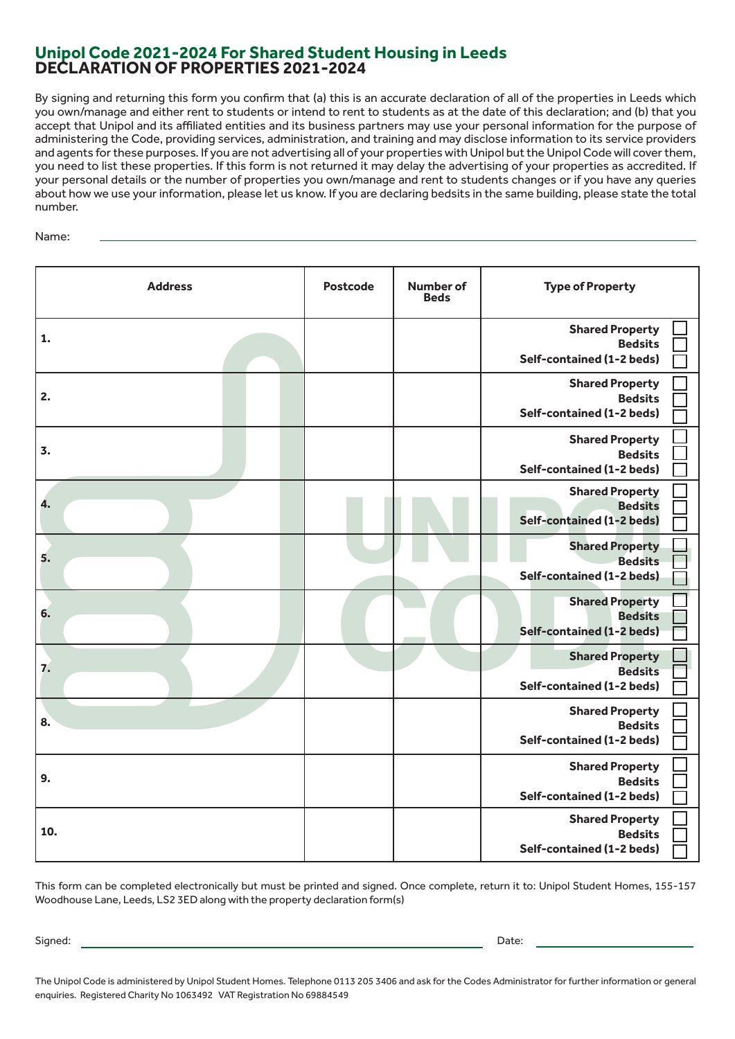# Unipol Code 2021-2024 For Shared Student Housing in Leeds
## DECLARATION OF PROPERTIES 2021-2024

By signing and returning this form you confirm that (a) this is an accurate declaration of all of the properties in Leeds which you own/manage and either rent to students or intend to rent to students as at the date of this declaration; and (b) that you accept that Unipol and its affiliated entities and its business partners may use your personal information for the purpose of administering the Code, providing services, administration, and training and may disclose information to its service providers and agents for these purposes. If you are not advertising all of your properties with Unipol but the Unipol Code will cover them, you need to list these properties. If this form is not returned it may delay the advertising of your properties as accredited. If your personal details or the number of properties you own/manage and rent to students changes or if you have any queries about how we use your information, please let us know. If you are declaring bedsits in the same building, please state the total number.

Name: ______________________________

| Address | Postcode | Number of Beds | Type of Property |
|---|---|---|---|
| **1.** | | | **Shared Property** ☐ **Bedsits** ☐ **Self-contained (1-2 beds)** ☐ |
| **2.** | | | **Shared Property** ☐ **Bedsits** ☐ **Self-contained (1-2 beds)** ☐ |
| **3.** | | | **Shared Property** ☐ **Bedsits** ☐ **Self-contained (1-2 beds)** ☐ |
| **4.** | | | **Shared Property** ☐ **Bedsits** ☐ **Self-contained (1-2 beds)** ☐ |
| **5.** | | | **Shared Property** ☐ **Bedsits** ☐ **Self-contained (1-2 beds)** ☐ |
| **6.** | | | **Shared Property** ☐ **Bedsits** ☐ **Self-contained (1-2 beds)** ☐ |
| **7.** | | | **Shared Property** ☐ **Bedsits** ☐ **Self-contained (1-2 beds)** ☐ |
| **8.** | | | **Shared Property** ☐ **Bedsits** ☐ **Self-contained (1-2 beds)** ☐ |
| **9.** | | | **Shared Property** ☐ **Bedsits** ☐ **Self-contained (1-2 beds)** ☐ |
| **10.** | | | **Shared Property** ☐ **Bedsits** ☐ **Self-contained (1-2 beds)** ☐ |

This form can be completed electronically but must be printed and signed. Once complete, return it to: Unipol Student Homes, 155-157 Woodhouse Lane, Leeds, LS2 3ED along with the property declaration form(s)

Signed: ______________________________ Date: ______________

The Unipol Code is administered by Unipol Student Homes. Telephone 0113 205 3406 and ask for the Codes Administrator for further information or general enquiries. Registered Charity No 1063492 VAT Registration No 69884549